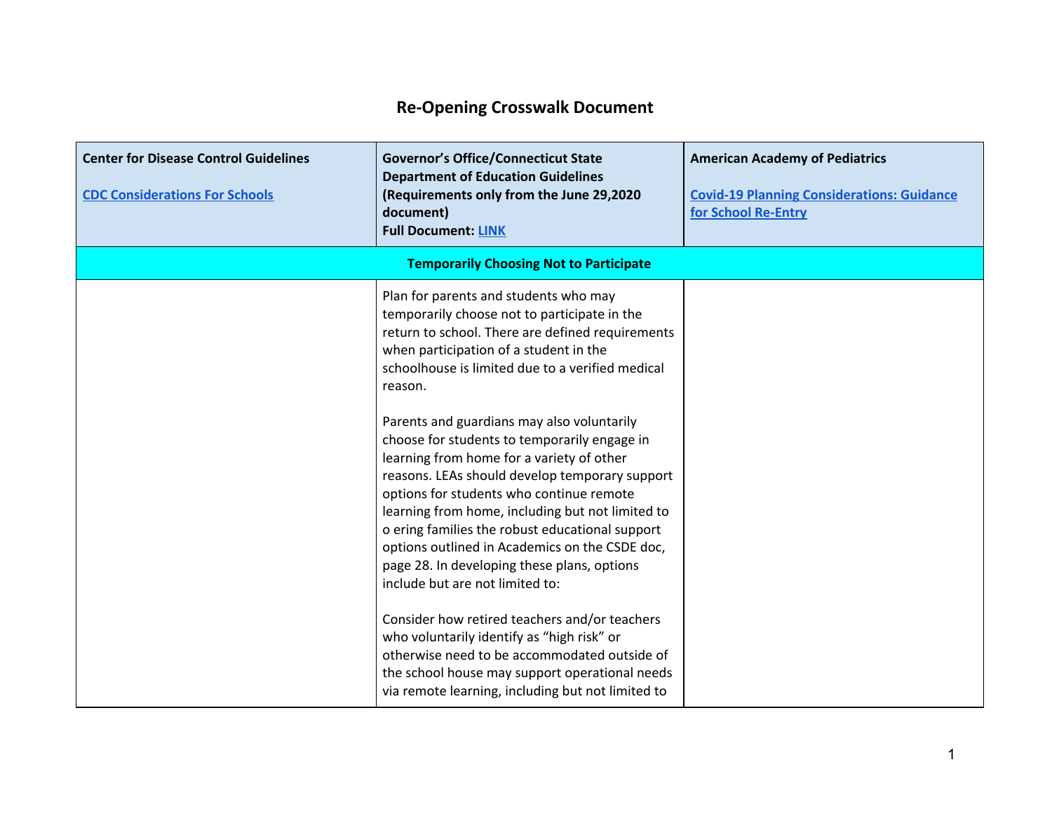# Re-Opening Crosswalk Document

| Center for Disease Control Guidelines<br><br>CDC Considerations For Schools | Governor's Office/Connecticut State Department of Education Guidelines (Requirements only from the June 29,2020 document)<br>Full Document: LINK | American Academy of Pediatrics<br><br>Covid-19 Planning Considerations: Guidance for School Re-Entry |
|---|---|---|
| **Temporarily Choosing Not to Participate** | | |
| | Plan for parents and students who may temporarily choose not to participate in the return to school. There are defined requirements when participation of a student in the schoolhouse is limited due to a verified medical reason.<br><br>Parents and guardians may also voluntarily choose for students to temporarily engage in learning from home for a variety of other reasons. LEAs should develop temporary support options for students who continue remote learning from home, including but not limited to o ering families the robust educational support options outlined in Academics on the CSDE doc, page 28. In developing these plans, options include but are not limited to:<br><br>Consider how retired teachers and/or teachers who voluntarily identify as "high risk" or otherwise need to be accommodated outside of the school house may support operational needs via remote learning, including but not limited to | |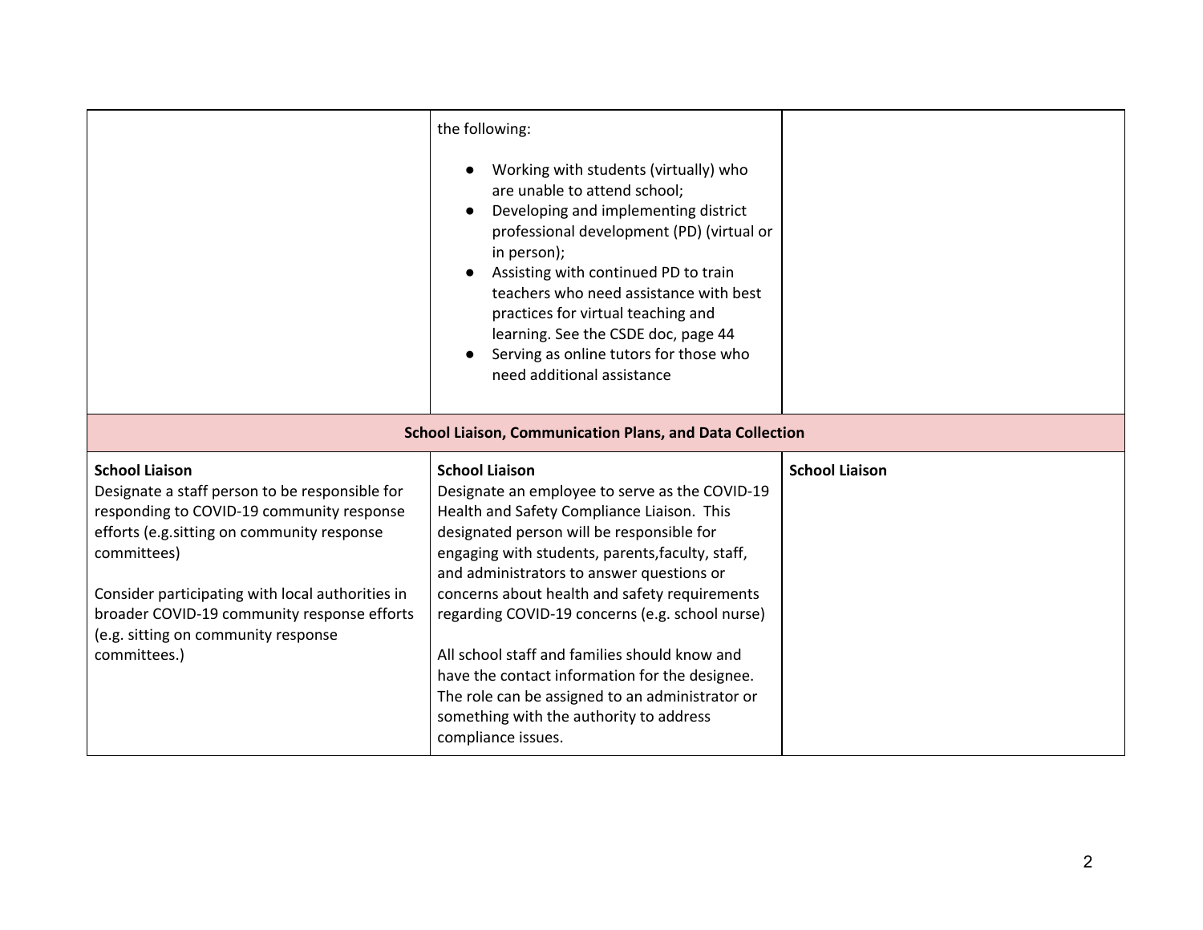| | | |
|---|---|---|
| | the following:<br><br>● Working with students (virtually) who are unable to attend school;<br>● Developing and implementing district professional development (PD) (virtual or in person);<br>● Assisting with continued PD to train teachers who need assistance with best practices for virtual teaching and learning. See the CSDE doc, page 44<br>● Serving as online tutors for those who need additional assistance | |
| **School Liaison, Communication Plans, and Data Collection** | | |
| **School Liaison**<br>Designate a staff person to be responsible for responding to COVID-19 community response efforts (e.g.sitting on community response committees)<br><br>Consider participating with local authorities in broader COVID-19 community response efforts (e.g. sitting on community response committees.) | **School Liaison**<br>Designate an employee to serve as the COVID-19 Health and Safety Compliance Liaison. This designated person will be responsible for engaging with students, parents,faculty, staff, and administrators to answer questions or concerns about health and safety requirements regarding COVID-19 concerns (e.g. school nurse)<br><br>All school staff and families should know and have the contact information for the designee. The role can be assigned to an administrator or something with the authority to address compliance issues. | **School Liaison** |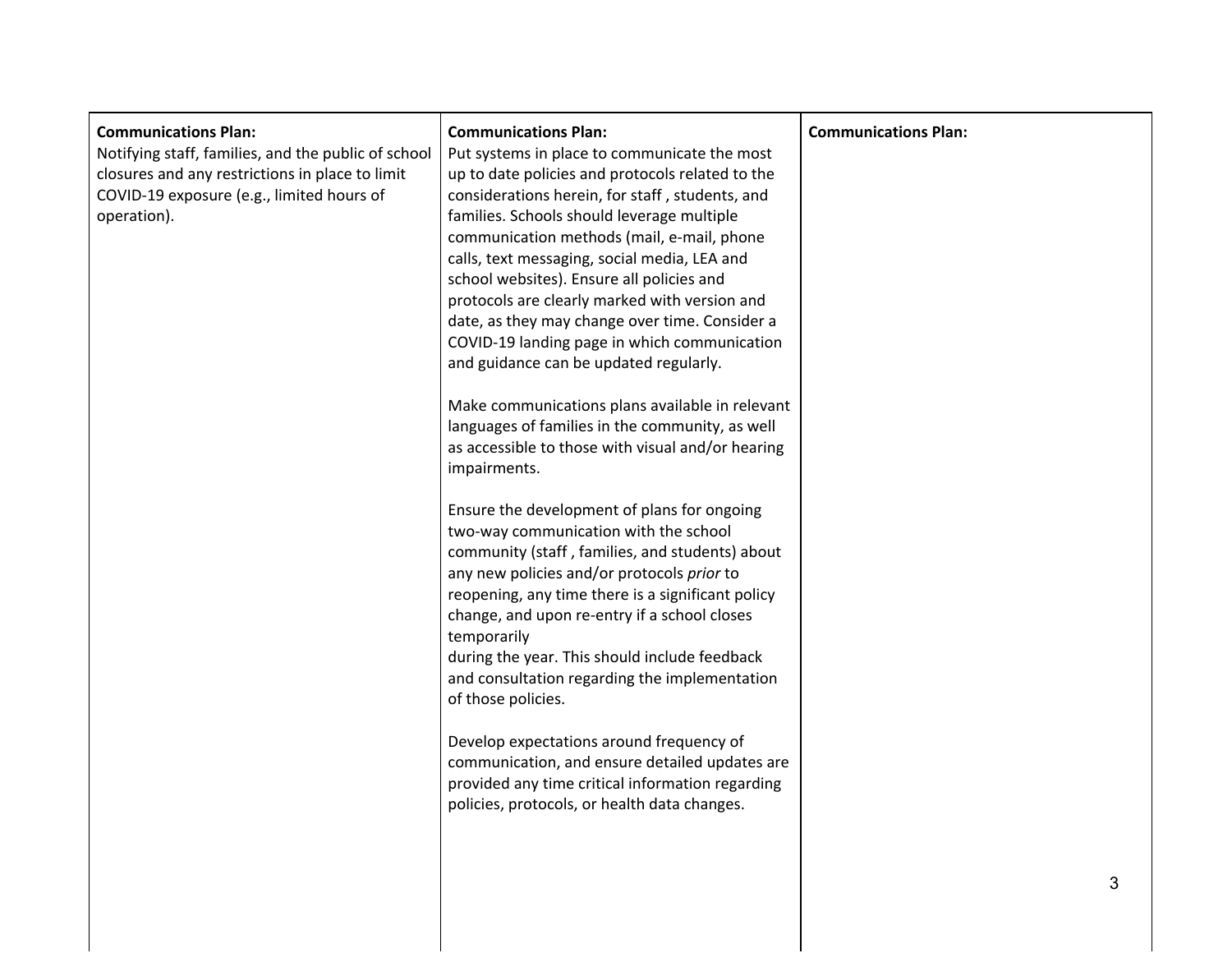| **Communications Plan:** Notifying staff, families, and the public of school closures and any restrictions in place to limit COVID-19 exposure (e.g., limited hours of operation). | **Communications Plan:** Put systems in place to communicate the most up to date policies and protocols related to the considerations herein, for staff , students, and families. Schools should leverage multiple communication methods (mail, e-mail, phone calls, text messaging, social media, LEA and school websites). Ensure all policies and protocols are clearly marked with version and date, as they may change over time. Consider a COVID-19 landing page in which communication and guidance can be updated regularly.<br><br>Make communications plans available in relevant languages of families in the community, as well as accessible to those with visual and/or hearing impairments.<br><br>Ensure the development of plans for ongoing two-way communication with the school community (staff , families, and students) about any new policies and/or protocols *prior* to reopening, any time there is a significant policy change, and upon re-entry if a school closes temporarily during the year. This should include feedback and consultation regarding the implementation of those policies.<br><br>Develop expectations around frequency of communication, and ensure detailed updates are provided any time critical information regarding policies, protocols, or health data changes. | **Communications Plan:** |
|---|---|---|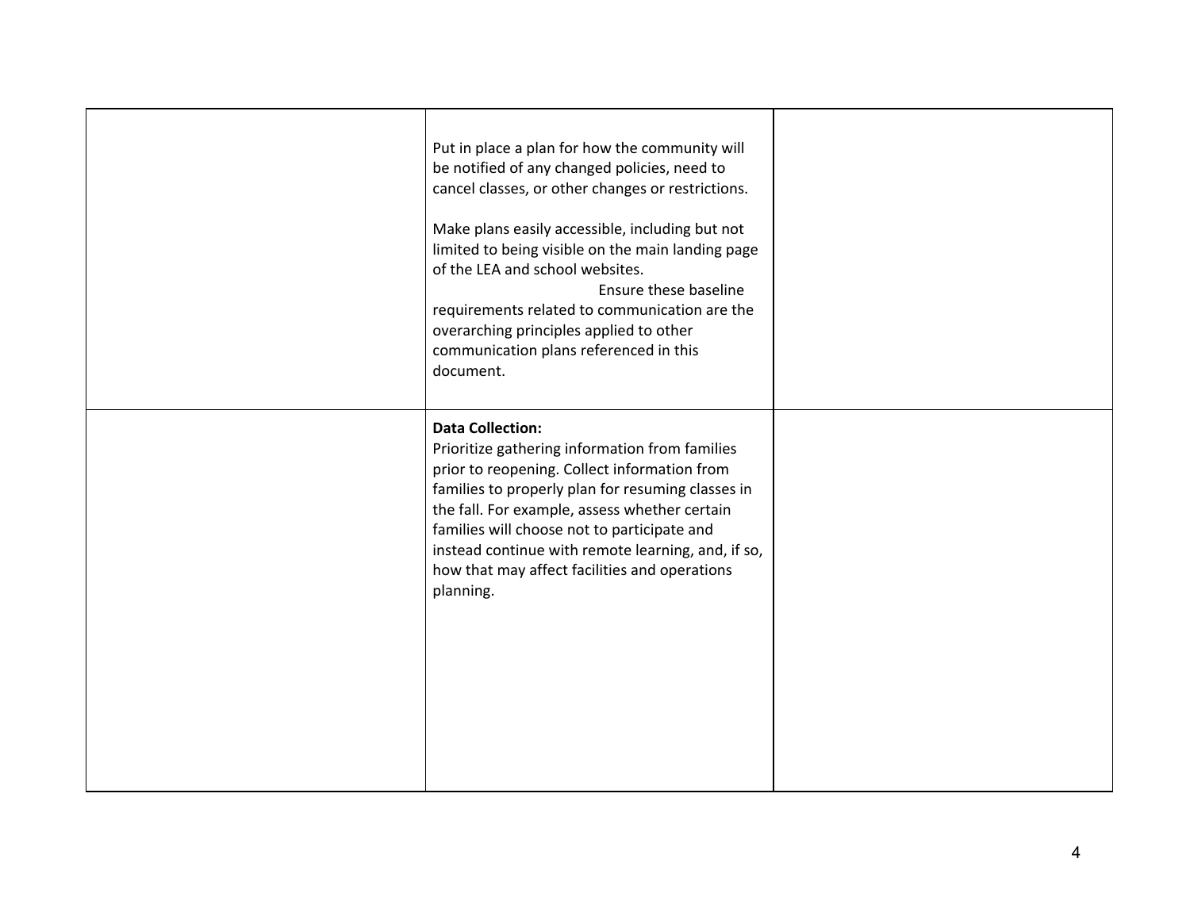| | | |
|---|---|---|
| | Put in place a plan for how the community will be notified of any changed policies, need to cancel classes, or other changes or restrictions.<br><br>Make plans easily accessible, including but not limited to being visible on the main landing page of the LEA and school websites. Ensure these baseline requirements related to communication are the overarching principles applied to other communication plans referenced in this document. | |
| | **Data Collection:**<br>Prioritize gathering information from families prior to reopening. Collect information from families to properly plan for resuming classes in the fall. For example, assess whether certain families will choose not to participate and instead continue with remote learning, and, if so, how that may affect facilities and operations planning. | |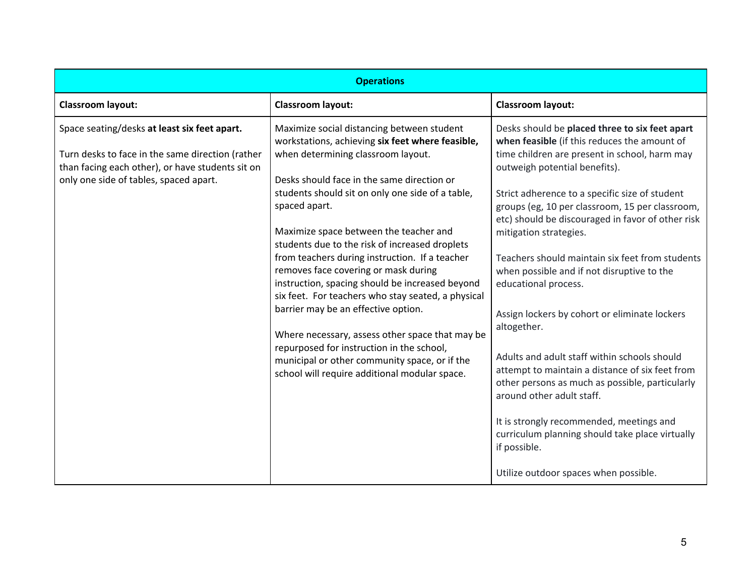| Operations | | |
|---|---|---|
| **Classroom layout:** | **Classroom layout:** | **Classroom layout:** |
| Space seating/desks **at least six feet apart.**<br><br>Turn desks to face in the same direction (rather than facing each other), or have students sit on only one side of tables, spaced apart. | Maximize social distancing between student workstations, achieving **six feet where feasible,** when determining classroom layout.<br><br>Desks should face in the same direction or students should sit on only one side of a table, spaced apart.<br><br>Maximize space between the teacher and students due to the risk of increased droplets from teachers during instruction. If a teacher removes face covering or mask during instruction, spacing should be increased beyond six feet. For teachers who stay seated, a physical barrier may be an effective option.<br><br>Where necessary, assess other space that may be repurposed for instruction in the school, municipal or other community space, or if the school will require additional modular space. | Desks should be **placed three to six feet apart when feasible** (if this reduces the amount of time children are present in school, harm may outweigh potential benefits).<br><br>Strict adherence to a specific size of student groups (eg, 10 per classroom, 15 per classroom, etc) should be discouraged in favor of other risk mitigation strategies.<br><br>Teachers should maintain six feet from students when possible and if not disruptive to the educational process.<br><br>Assign lockers by cohort or eliminate lockers altogether.<br><br>Adults and adult staff within schools should attempt to maintain a distance of six feet from other persons as much as possible, particularly around other adult staff.<br><br>It is strongly recommended, meetings and curriculum planning should take place virtually if possible.<br><br>Utilize outdoor spaces when possible. |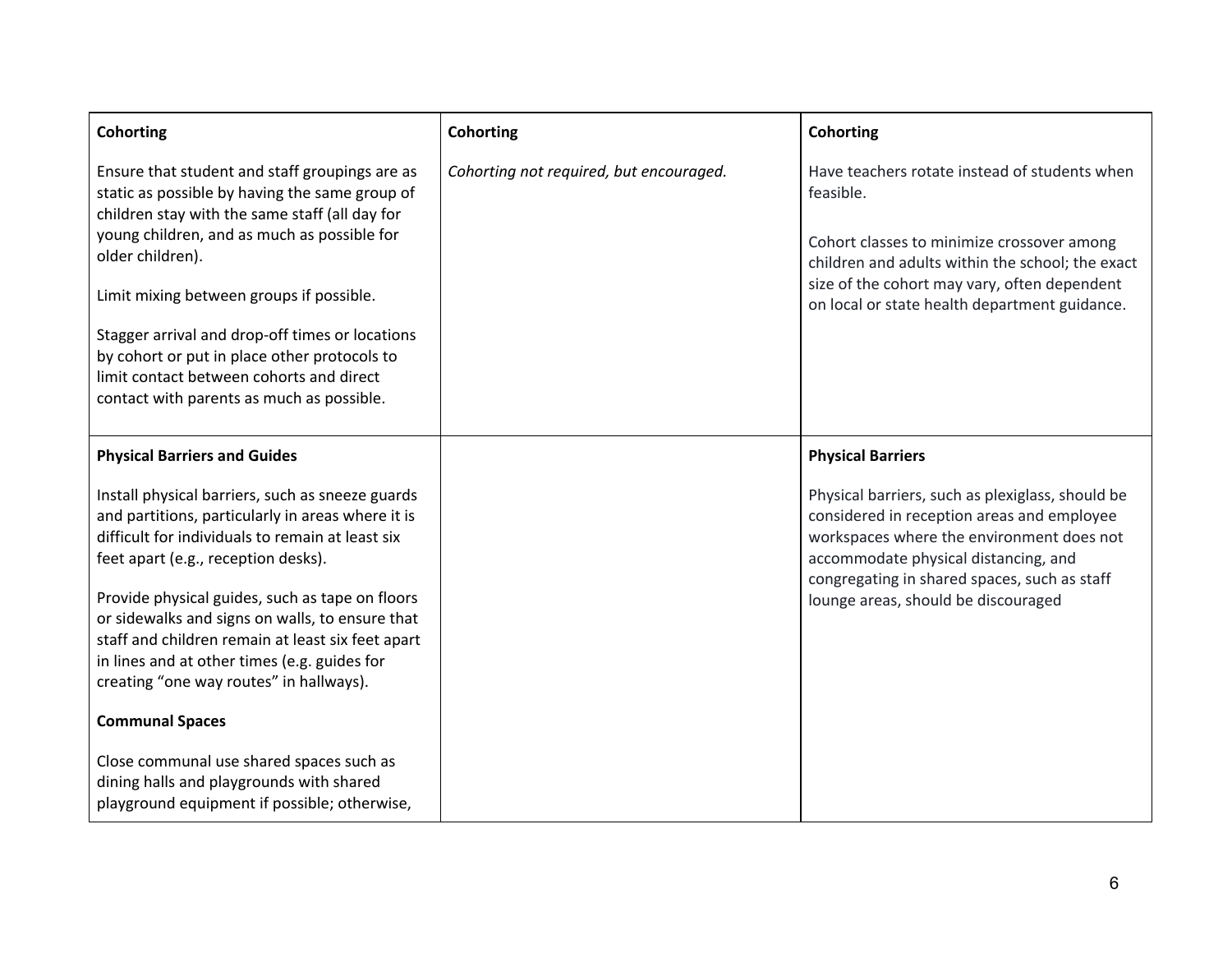| | | |
|---|---|---|
| **Cohorting**<br><br>Ensure that student and staff groupings are as static as possible by having the same group of children stay with the same staff (all day for young children, and as much as possible for older children).<br><br>Limit mixing between groups if possible.<br><br>Stagger arrival and drop-off times or locations by cohort or put in place other protocols to limit contact between cohorts and direct contact with parents as much as possible. | **Cohorting**<br><br>*Cohorting not required, but encouraged.* | **Cohorting**<br><br>Have teachers rotate instead of students when feasible.<br><br>Cohort classes to minimize crossover among children and adults within the school; the exact size of the cohort may vary, often dependent on local or state health department guidance. |
| **Physical Barriers and Guides**<br><br>Install physical barriers, such as sneeze guards and partitions, particularly in areas where it is difficult for individuals to remain at least six feet apart (e.g., reception desks).<br><br>Provide physical guides, such as tape on floors or sidewalks and signs on walls, to ensure that staff and children remain at least six feet apart in lines and at other times (e.g. guides for creating "one way routes" in hallways).<br><br>**Communal Spaces**<br><br>Close communal use shared spaces such as dining halls and playgrounds with shared playground equipment if possible; otherwise, | | **Physical Barriers**<br><br>Physical barriers, such as plexiglass, should be considered in reception areas and employee workspaces where the environment does not accommodate physical distancing, and congregating in shared spaces, such as staff lounge areas, should be discouraged |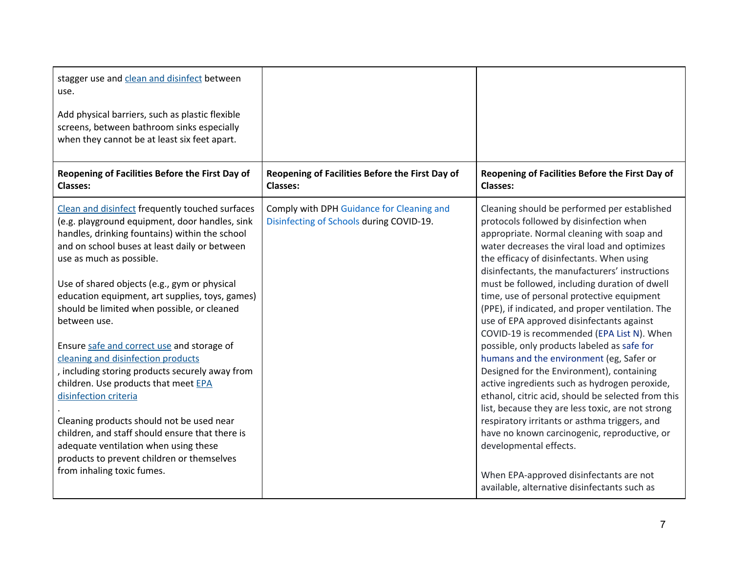| | | |
|---|---|---|
| stagger use and clean and disinfect between use.<br><br>Add physical barriers, such as plastic flexible screens, between bathroom sinks especially when they cannot be at least six feet apart. | | |
| **Reopening of Facilities Before the First Day of Classes:** | **Reopening of Facilities Before the First Day of Classes:** | **Reopening of Facilities Before the First Day of Classes:** |
| Clean and disinfect frequently touched surfaces (e.g. playground equipment, door handles, sink handles, drinking fountains) within the school and on school buses at least daily or between use as much as possible.<br><br>Use of shared objects (e.g., gym or physical education equipment, art supplies, toys, games) should be limited when possible, or cleaned between use.<br><br>Ensure safe and correct use and storage of cleaning and disinfection products<br>, including storing products securely away from children. Use products that meet EPA disinfection criteria<br>.<br>Cleaning products should not be used near children, and staff should ensure that there is adequate ventilation when using these products to prevent children or themselves from inhaling toxic fumes. | Comply with DPH Guidance for Cleaning and Disinfecting of Schools during COVID-19. | Cleaning should be performed per established protocols followed by disinfection when appropriate. Normal cleaning with soap and water decreases the viral load and optimizes the efficacy of disinfectants. When using disinfectants, the manufacturers' instructions must be followed, including duration of dwell time, use of personal protective equipment (PPE), if indicated, and proper ventilation. The use of EPA approved disinfectants against COVID-19 is recommended (EPA List N). When possible, only products labeled as safe for humans and the environment (eg, Safer or Designed for the Environment), containing active ingredients such as hydrogen peroxide, ethanol, citric acid, should be selected from this list, because they are less toxic, are not strong respiratory irritants or asthma triggers, and have no known carcinogenic, reproductive, or developmental effects.<br><br>When EPA-approved disinfectants are not available, alternative disinfectants such as |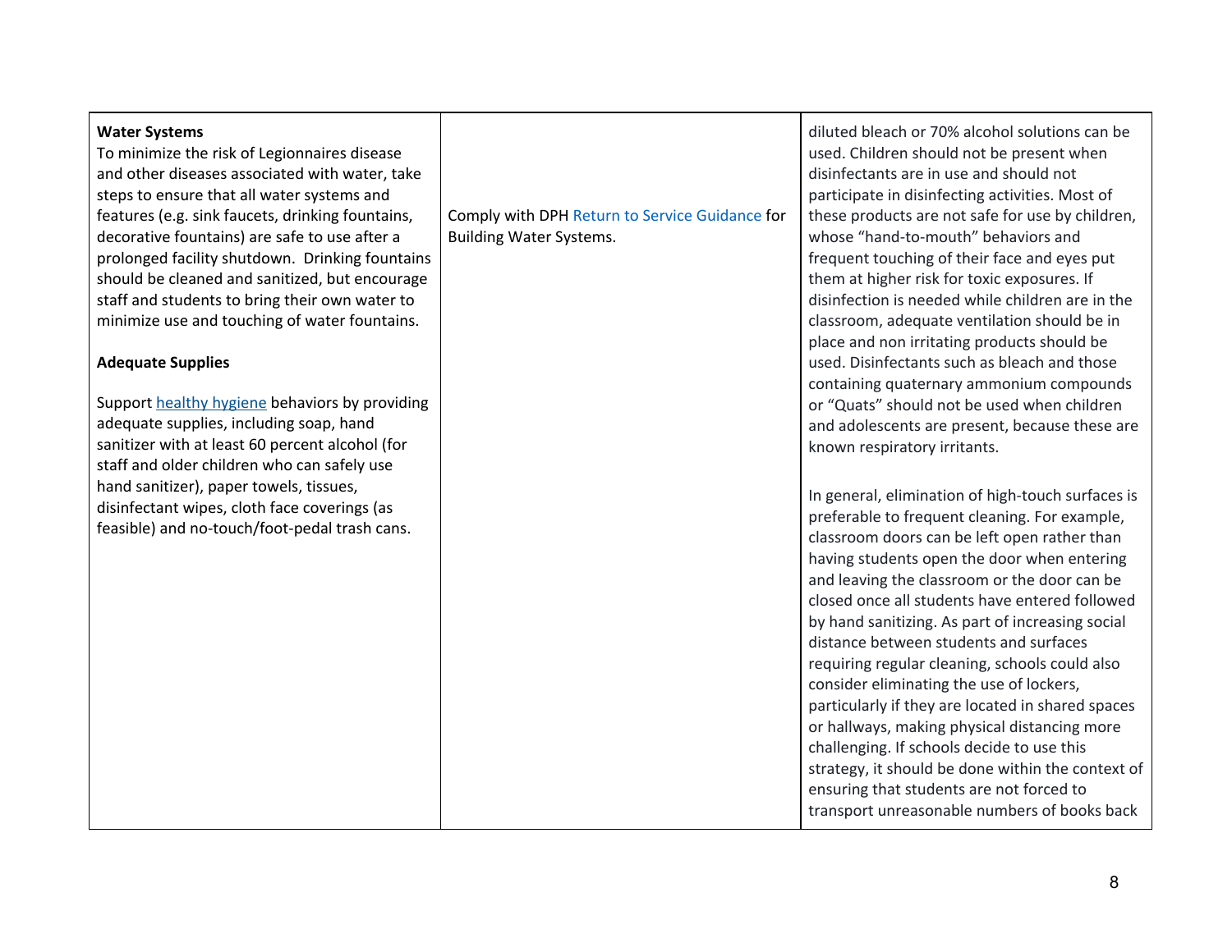| | | |
|---|---|---|
| **Water Systems**<br>To minimize the risk of Legionnaires disease and other diseases associated with water, take steps to ensure that all water systems and features (e.g. sink faucets, drinking fountains, decorative fountains) are safe to use after a prolonged facility shutdown. Drinking fountains should be cleaned and sanitized, but encourage staff and students to bring their own water to minimize use and touching of water fountains.<br><br>**Adequate Supplies**<br><br>Support healthy hygiene behaviors by providing adequate supplies, including soap, hand sanitizer with at least 60 percent alcohol (for staff and older children who can safely use hand sanitizer), paper towels, tissues, disinfectant wipes, cloth face coverings (as feasible) and no-touch/foot-pedal trash cans. | Comply with DPH Return to Service Guidance for Building Water Systems. | diluted bleach or 70% alcohol solutions can be used. Children should not be present when disinfectants are in use and should not participate in disinfecting activities. Most of these products are not safe for use by children, whose "hand-to-mouth" behaviors and frequent touching of their face and eyes put them at higher risk for toxic exposures. If disinfection is needed while children are in the classroom, adequate ventilation should be in place and non irritating products should be used. Disinfectants such as bleach and those containing quaternary ammonium compounds or "Quats" should not be used when children and adolescents are present, because these are known respiratory irritants.<br><br>In general, elimination of high-touch surfaces is preferable to frequent cleaning. For example, classroom doors can be left open rather than having students open the door when entering and leaving the classroom or the door can be closed once all students have entered followed by hand sanitizing. As part of increasing social distance between students and surfaces requiring regular cleaning, schools could also consider eliminating the use of lockers, particularly if they are located in shared spaces or hallways, making physical distancing more challenging. If schools decide to use this strategy, it should be done within the context of ensuring that students are not forced to transport unreasonable numbers of books back |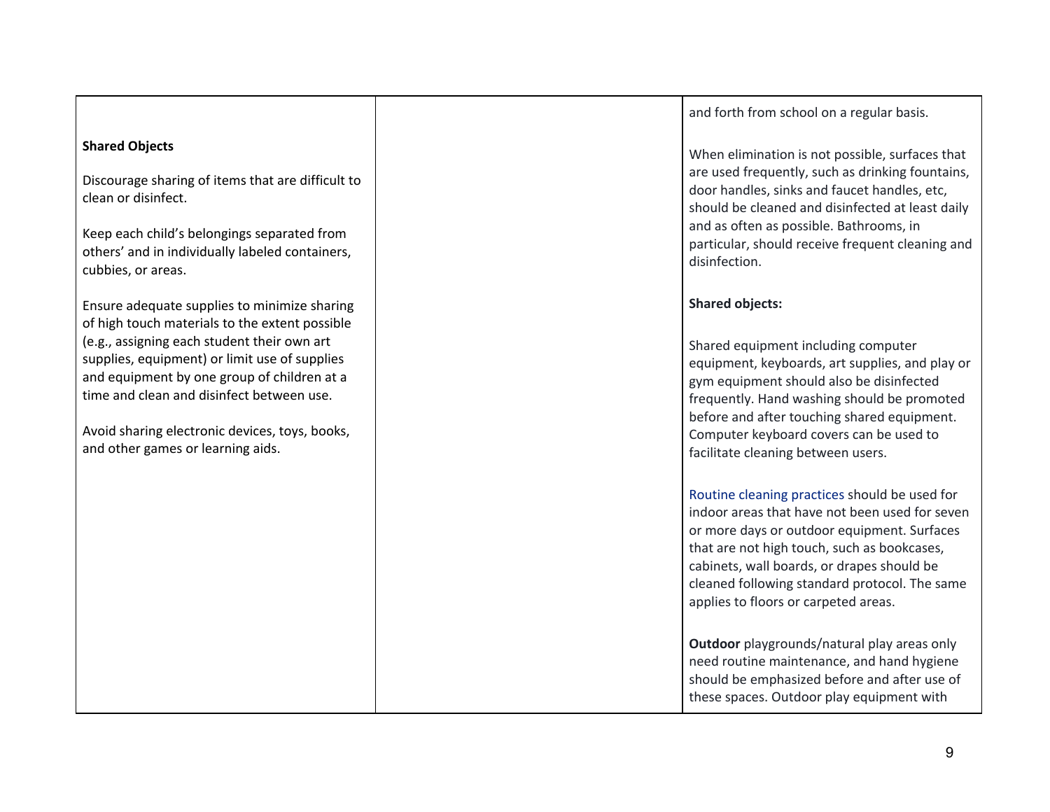| | | |
|---|---|---|
| **Shared Objects**<br><br>Discourage sharing of items that are difficult to clean or disinfect.<br><br>Keep each child's belongings separated from others' and in individually labeled containers, cubbies, or areas.<br><br>Ensure adequate supplies to minimize sharing of high touch materials to the extent possible (e.g., assigning each student their own art supplies, equipment) or limit use of supplies and equipment by one group of children at a time and clean and disinfect between use.<br><br>Avoid sharing electronic devices, toys, books, and other games or learning aids. | | and forth from school on a regular basis.<br><br>When elimination is not possible, surfaces that are used frequently, such as drinking fountains, door handles, sinks and faucet handles, etc, should be cleaned and disinfected at least daily and as often as possible. Bathrooms, in particular, should receive frequent cleaning and disinfection.<br><br>**Shared objects:**<br><br>Shared equipment including computer equipment, keyboards, art supplies, and play or gym equipment should also be disinfected frequently. Hand washing should be promoted before and after touching shared equipment. Computer keyboard covers can be used to facilitate cleaning between users.<br><br>Routine cleaning practices should be used for indoor areas that have not been used for seven or more days or outdoor equipment. Surfaces that are not high touch, such as bookcases, cabinets, wall boards, or drapes should be cleaned following standard protocol. The same applies to floors or carpeted areas.<br><br>**Outdoor** playgrounds/natural play areas only need routine maintenance, and hand hygiene should be emphasized before and after use of these spaces. Outdoor play equipment with |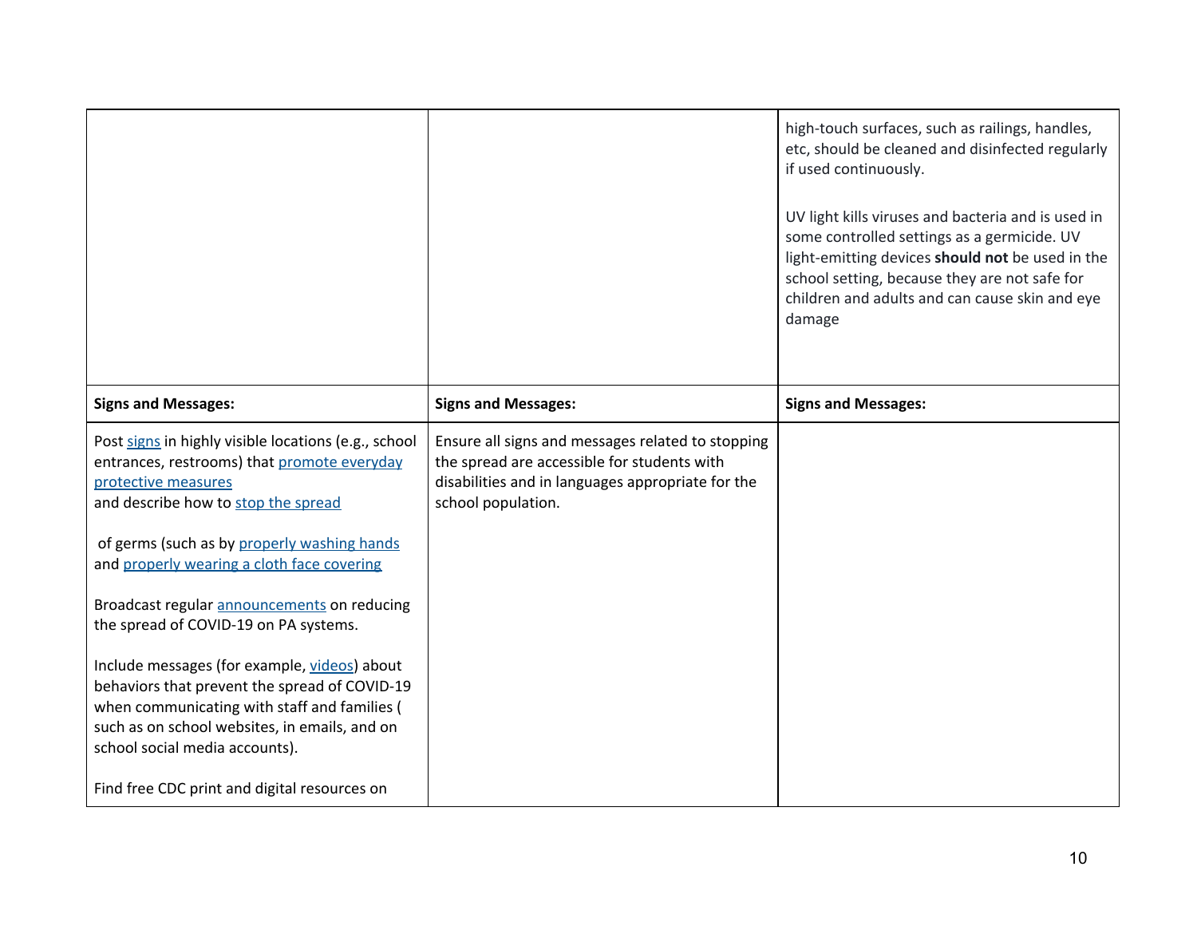|  |  |  |
|---|---|---|
|  |  | high-touch surfaces, such as railings, handles, etc, should be cleaned and disinfected regularly if used continuously.<br><br>UV light kills viruses and bacteria and is used in some controlled settings as a germicide. UV light-emitting devices **should not** be used in the school setting, because they are not safe for children and adults and can cause skin and eye damage |
| **Signs and Messages:** | **Signs and Messages:** | **Signs and Messages:** |
| Post signs in highly visible locations (e.g., school entrances, restrooms) that promote everyday protective measures<br>and describe how to stop the spread<br><br>of germs (such as by properly washing hands and properly wearing a cloth face covering<br><br>Broadcast regular announcements on reducing the spread of COVID-19 on PA systems.<br><br>Include messages (for example, videos) about behaviors that prevent the spread of COVID-19 when communicating with staff and families ( such as on school websites, in emails, and on school social media accounts).<br><br>Find free CDC print and digital resources on | Ensure all signs and messages related to stopping the spread are accessible for students with disabilities and in languages appropriate for the school population. |  |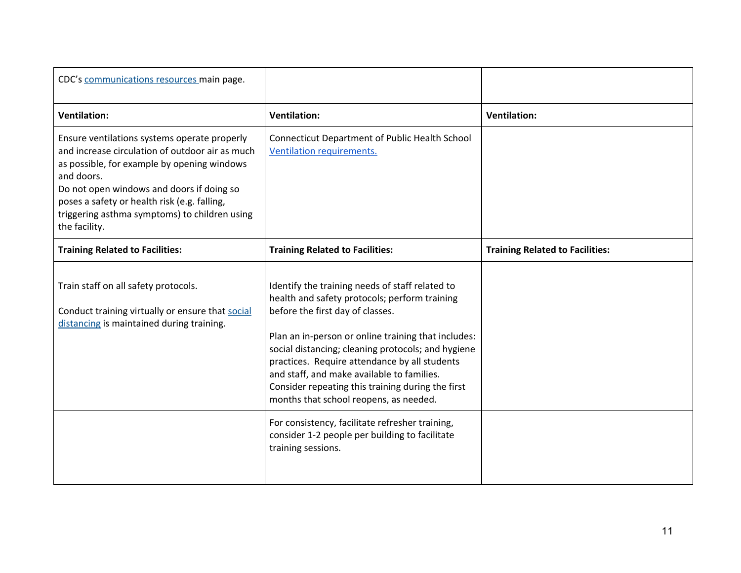| | | |
|---|---|---|
| CDC's communications resources main page. | | |
| **Ventilation:** | **Ventilation:** | **Ventilation:** |
| Ensure ventilations systems operate properly and increase circulation of outdoor air as much as possible, for example by opening windows and doors.<br>Do not open windows and doors if doing so poses a safety or health risk (e.g. falling, triggering asthma symptoms) to children using the facility. | Connecticut Department of Public Health School Ventilation requirements. | |
| **Training Related to Facilities:** | **Training Related to Facilities:** | **Training Related to Facilities:** |
| Train staff on all safety protocols.<br><br>Conduct training virtually or ensure that social distancing is maintained during training. | Identify the training needs of staff related to health and safety protocols; perform training before the first day of classes.<br><br>Plan an in-person or online training that includes: social distancing; cleaning protocols; and hygiene practices. Require attendance by all students and staff, and make available to families. Consider repeating this training during the first months that school reopens, as needed. | |
| | For consistency, facilitate refresher training, consider 1-2 people per building to facilitate training sessions. | |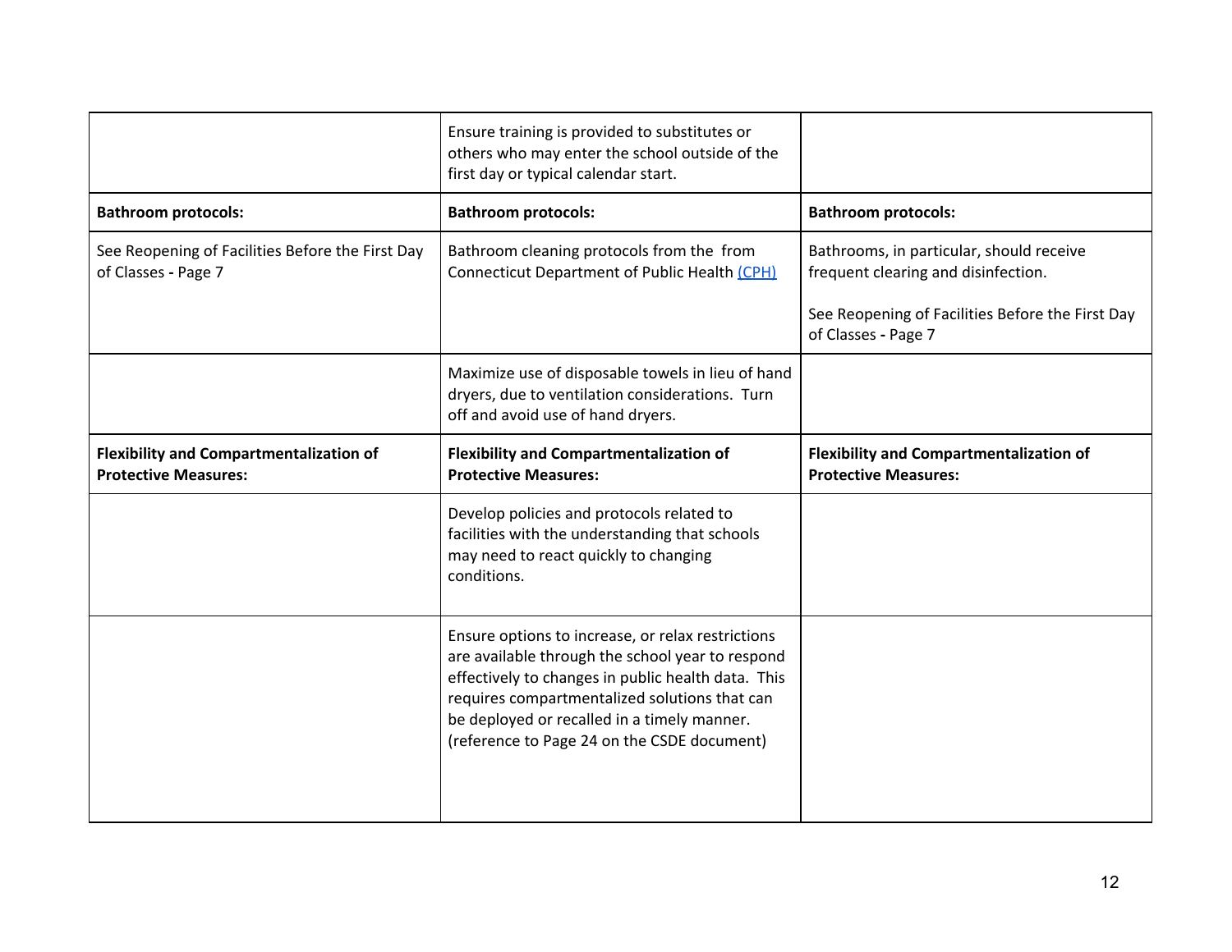| | | |
|---|---|---|
| | Ensure training is provided to substitutes or others who may enter the school outside of the first day or typical calendar start. | |
| **Bathroom protocols:** | **Bathroom protocols:** | **Bathroom protocols:** |
| See Reopening of Facilities Before the First Day of Classes **-** Page 7 | Bathroom cleaning protocols from the from Connecticut Department of Public Health [(CPH)]() | Bathrooms, in particular, should receive frequent clearing and disinfection.<br><br>See Reopening of Facilities Before the First Day of Classes **-** Page 7 |
| | Maximize use of disposable towels in lieu of hand dryers, due to ventilation considerations. Turn off and avoid use of hand dryers. | |
| **Flexibility and Compartmentalization of Protective Measures:** | **Flexibility and Compartmentalization of Protective Measures:** | **Flexibility and Compartmentalization of Protective Measures:** |
| | Develop policies and protocols related to facilities with the understanding that schools may need to react quickly to changing conditions. | |
| | Ensure options to increase, or relax restrictions are available through the school year to respond effectively to changes in public health data. This requires compartmentalized solutions that can be deployed or recalled in a timely manner. (reference to Page 24 on the CSDE document) | |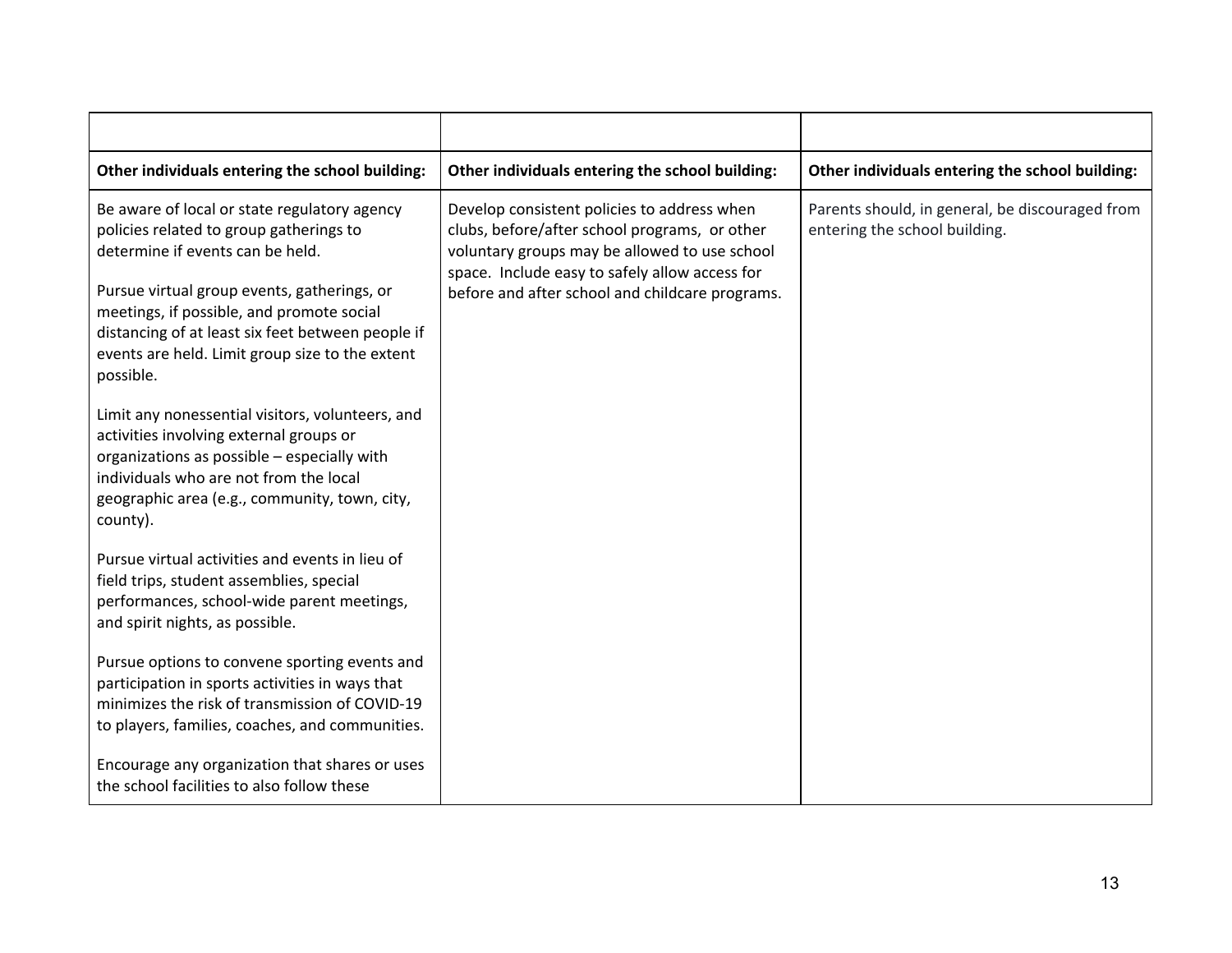| | | |
|---|---|---|
| **Other individuals entering the school building:** | **Other individuals entering the school building:** | **Other individuals entering the school building:** |
| Be aware of local or state regulatory agency policies related to group gatherings to determine if events can be held.<br><br>Pursue virtual group events, gatherings, or meetings, if possible, and promote social distancing of at least six feet between people if events are held. Limit group size to the extent possible.<br><br>Limit any nonessential visitors, volunteers, and activities involving external groups or organizations as possible – especially with individuals who are not from the local geographic area (e.g., community, town, city, county).<br><br>Pursue virtual activities and events in lieu of field trips, student assemblies, special performances, school-wide parent meetings, and spirit nights, as possible.<br><br>Pursue options to convene sporting events and participation in sports activities in ways that minimizes the risk of transmission of COVID-19 to players, families, coaches, and communities.<br><br>Encourage any organization that shares or uses the school facilities to also follow these | Develop consistent policies to address when clubs, before/after school programs, or other voluntary groups may be allowed to use school space. Include easy to safely allow access for before and after school and childcare programs. | Parents should, in general, be discouraged from entering the school building. |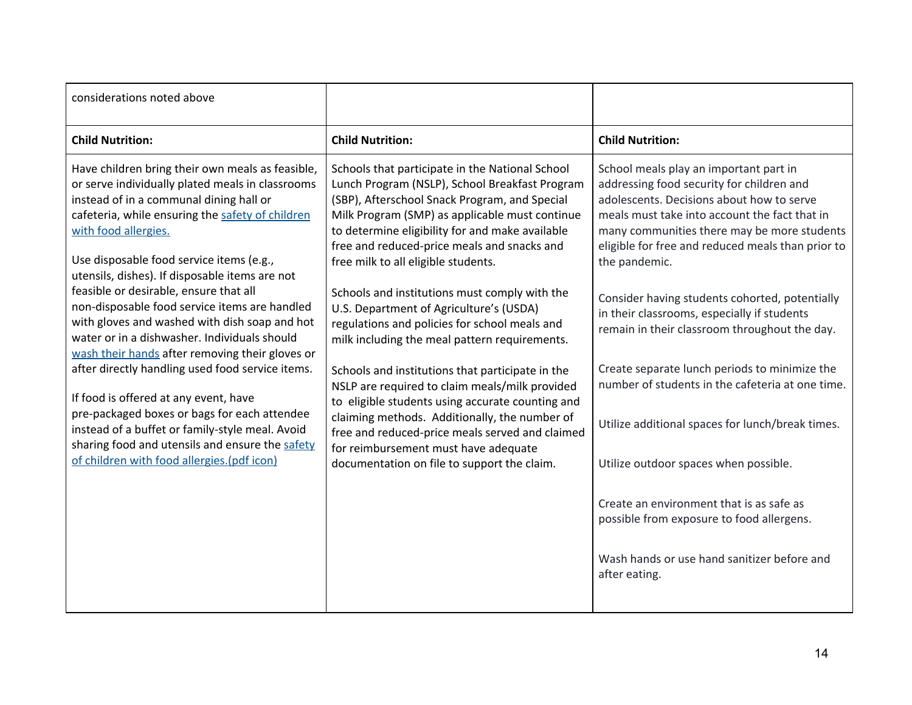| considerations noted above | | |
|---|---|---|
| **Child Nutrition:** | **Child Nutrition:** | **Child Nutrition:** |
| Have children bring their own meals as feasible, or serve individually plated meals in classrooms instead of in a communal dining hall or cafeteria, while ensuring the [safety of children with food allergies.](#)<br><br>Use disposable food service items (e.g., utensils, dishes). If disposable items are not feasible or desirable, ensure that all non-disposable food service items are handled with gloves and washed with dish soap and hot water or in a dishwasher. Individuals should [wash their hands](#) after removing their gloves or after directly handling used food service items.<br><br>If food is offered at any event, have pre-packaged boxes or bags for each attendee instead of a buffet or family-style meal. Avoid sharing food and utensils and ensure the [safety of children with food allergies.(pdf icon)](#) | Schools that participate in the National School Lunch Program (NSLP), School Breakfast Program (SBP), Afterschool Snack Program, and Special Milk Program (SMP) as applicable must continue to determine eligibility for and make available free and reduced-price meals and snacks and free milk to all eligible students.<br><br>Schools and institutions must comply with the U.S. Department of Agriculture's (USDA) regulations and policies for school meals and milk including the meal pattern requirements.<br><br>Schools and institutions that participate in the NSLP are required to claim meals/milk provided to eligible students using accurate counting and claiming methods. Additionally, the number of free and reduced-price meals served and claimed for reimbursement must have adequate documentation on file to support the claim. | School meals play an important part in addressing food security for children and adolescents. Decisions about how to serve meals must take into account the fact that in many communities there may be more students eligible for free and reduced meals than prior to the pandemic.<br><br>Consider having students cohorted, potentially in their classrooms, especially if students remain in their classroom throughout the day.<br><br>Create separate lunch periods to minimize the number of students in the cafeteria at one time.<br><br>Utilize additional spaces for lunch/break times.<br><br>Utilize outdoor spaces when possible.<br><br>Create an environment that is as safe as possible from exposure to food allergens.<br><br>Wash hands or use hand sanitizer before and after eating. |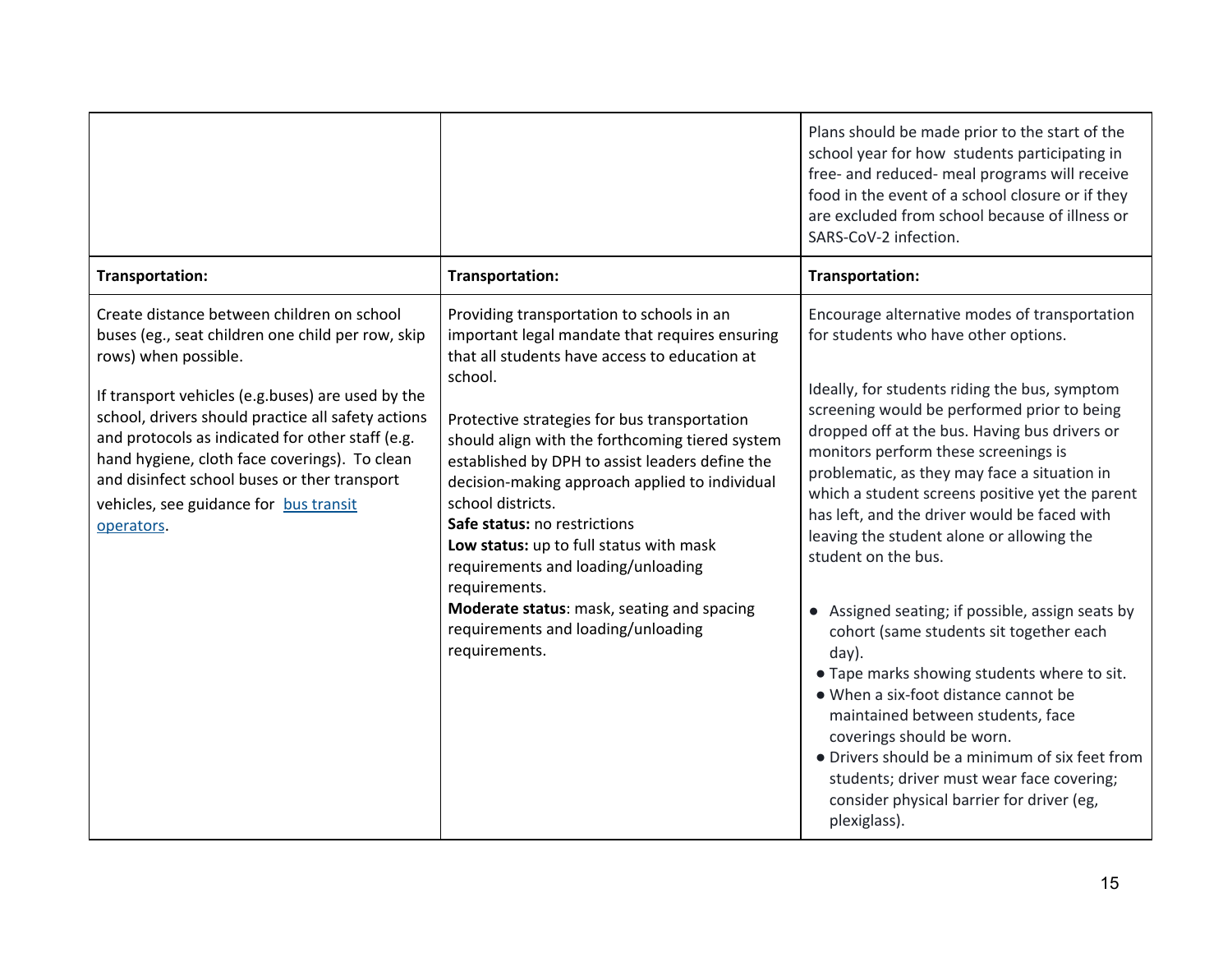| | | |
|---|---|---|
| | | Plans should be made prior to the start of the school year for how students participating in free- and reduced- meal programs will receive food in the event of a school closure or if they are excluded from school because of illness or SARS-CoV-2 infection. |
| **Transportation:** | **Transportation:** | **Transportation:** |
| Create distance between children on school buses (eg., seat children one child per row, skip rows) when possible.<br><br>If transport vehicles (e.g.buses) are used by the school, drivers should practice all safety actions and protocols as indicated for other staff (e.g. hand hygiene, cloth face coverings). To clean and disinfect school buses or ther transport vehicles, see guidance for [bus transit operators](). | Providing transportation to schools in an important legal mandate that requires ensuring that all students have access to education at school.<br><br>Protective strategies for bus transportation should align with the forthcoming tiered system established by DPH to assist leaders define the decision-making approach applied to individual school districts.<br>**Safe status:** no restrictions<br>**Low status:** up to full status with mask requirements and loading/unloading requirements.<br>**Moderate status**: mask, seating and spacing requirements and loading/unloading requirements. | Encourage alternative modes of transportation for students who have other options.<br><br>Ideally, for students riding the bus, symptom screening would be performed prior to being dropped off at the bus. Having bus drivers or monitors perform these screenings is problematic, as they may face a situation in which a student screens positive yet the parent has left, and the driver would be faced with leaving the student alone or allowing the student on the bus.<br><br>• Assigned seating; if possible, assign seats by cohort (same students sit together each day).<br>• Tape marks showing students where to sit.<br>• When a six-foot distance cannot be maintained between students, face coverings should be worn.<br>• Drivers should be a minimum of six feet from students; driver must wear face covering; consider physical barrier for driver (eg, plexiglass). |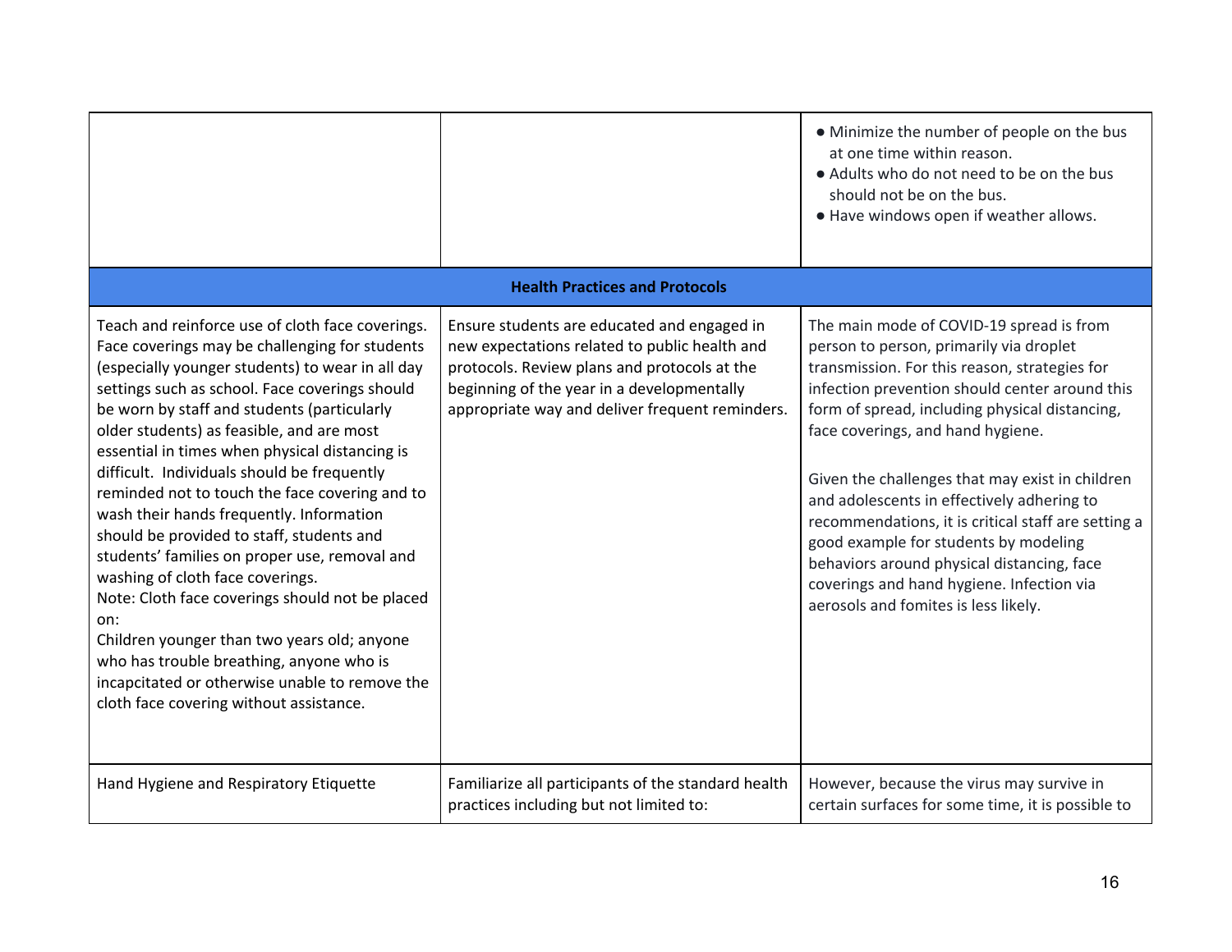| | | |
|---|---|---|
| | | • Minimize the number of people on the bus at one time within reason.<br>• Adults who do not need to be on the bus should not be on the bus.<br>• Have windows open if weather allows. |
| **Health Practices and Protocols** | | |
| Teach and reinforce use of cloth face coverings. Face coverings may be challenging for students (especially younger students) to wear in all day settings such as school. Face coverings should be worn by staff and students (particularly older students) as feasible, and are most essential in times when physical distancing is difficult. Individuals should be frequently reminded not to touch the face covering and to wash their hands frequently. Information should be provided to staff, students and students' families on proper use, removal and washing of cloth face coverings.<br>Note: Cloth face coverings should not be placed on:<br>Children younger than two years old; anyone who has trouble breathing, anyone who is incapacitated or otherwise unable to remove the cloth face covering without assistance. | Ensure students are educated and engaged in new expectations related to public health and protocols. Review plans and protocols at the beginning of the year in a developmentally appropriate way and deliver frequent reminders. | The main mode of COVID-19 spread is from person to person, primarily via droplet transmission. For this reason, strategies for infection prevention should center around this form of spread, including physical distancing, face coverings, and hand hygiene.<br><br>Given the challenges that may exist in children and adolescents in effectively adhering to recommendations, it is critical staff are setting a good example for students by modeling behaviors around physical distancing, face coverings and hand hygiene. Infection via aerosols and fomites is less likely. |
| Hand Hygiene and Respiratory Etiquette | Familiarize all participants of the standard health practices including but not limited to: | However, because the virus may survive in certain surfaces for some time, it is possible to |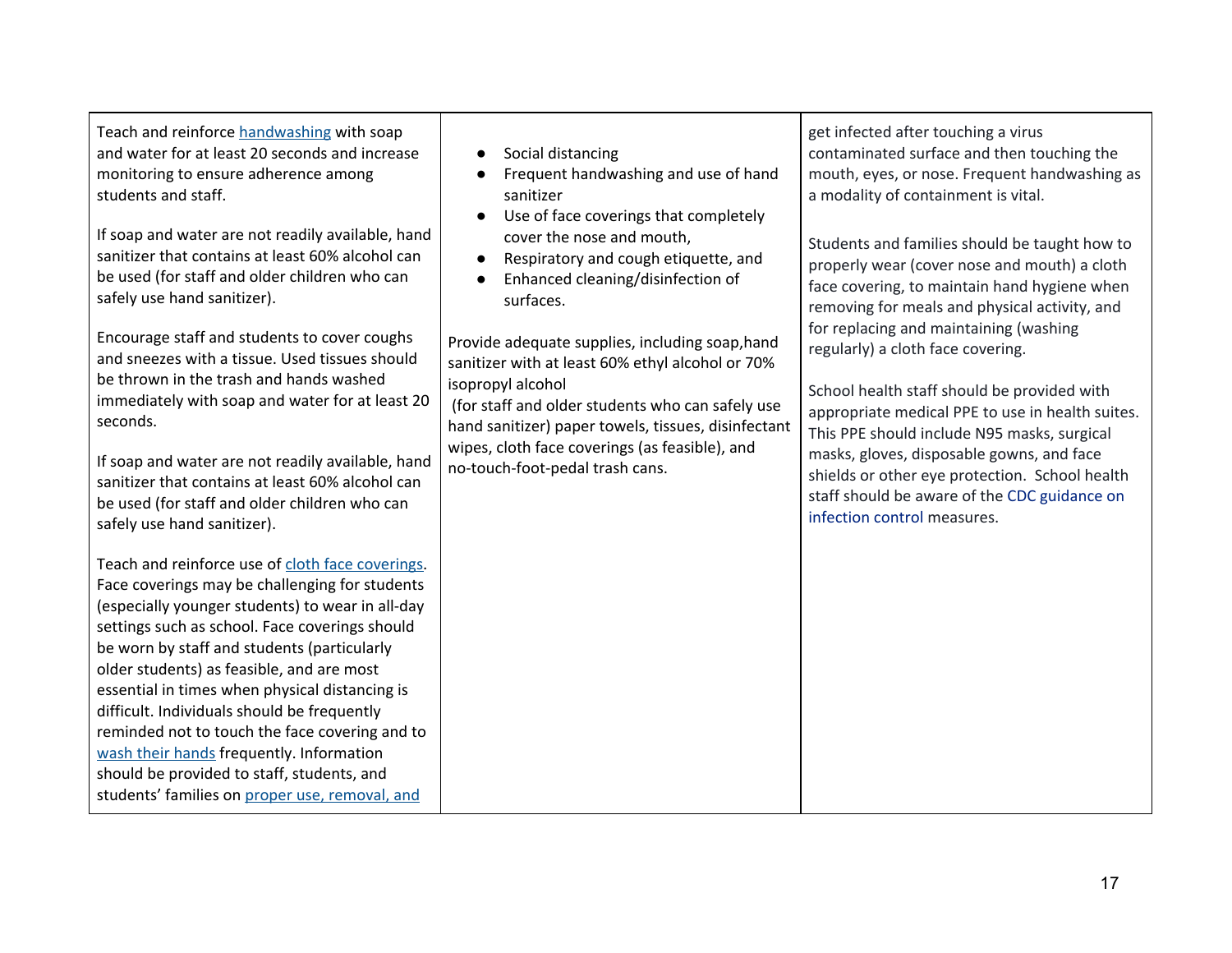| | | |
|---|---|---|
| Teach and reinforce handwashing with soap and water for at least 20 seconds and increase monitoring to ensure adherence among students and staff.<br><br>If soap and water are not readily available, hand sanitizer that contains at least 60% alcohol can be used (for staff and older children who can safely use hand sanitizer).<br><br>Encourage staff and students to cover coughs and sneezes with a tissue. Used tissues should be thrown in the trash and hands washed immediately with soap and water for at least 20 seconds.<br><br>If soap and water are not readily available, hand sanitizer that contains at least 60% alcohol can be used (for staff and older children who can safely use hand sanitizer).<br><br>Teach and reinforce use of cloth face coverings. Face coverings may be challenging for students (especially younger students) to wear in all-day settings such as school. Face coverings should be worn by staff and students (particularly older students) as feasible, and are most essential in times when physical distancing is difficult. Individuals should be frequently reminded not to touch the face covering and to wash their hands frequently. Information should be provided to staff, students, and students' families on proper use, removal, and | • Social distancing<br>• Frequent handwashing and use of hand sanitizer<br>• Use of face coverings that completely cover the nose and mouth,<br>• Respiratory and cough etiquette, and<br>• Enhanced cleaning/disinfection of surfaces.<br><br>Provide adequate supplies, including soap,hand sanitizer with at least 60% ethyl alcohol or 70% isopropyl alcohol<br>(for staff and older students who can safely use hand sanitizer) paper towels, tissues, disinfectant wipes, cloth face coverings (as feasible), and no-touch-foot-pedal trash cans. | get infected after touching a virus contaminated surface and then touching the mouth, eyes, or nose. Frequent handwashing as a modality of containment is vital.<br><br>Students and families should be taught how to properly wear (cover nose and mouth) a cloth face covering, to maintain hand hygiene when removing for meals and physical activity, and for replacing and maintaining (washing regularly) a cloth face covering.<br><br>School health staff should be provided with appropriate medical PPE to use in health suites. This PPE should include N95 masks, surgical masks, gloves, disposable gowns, and face shields or other eye protection. School health staff should be aware of the CDC guidance on infection control measures. |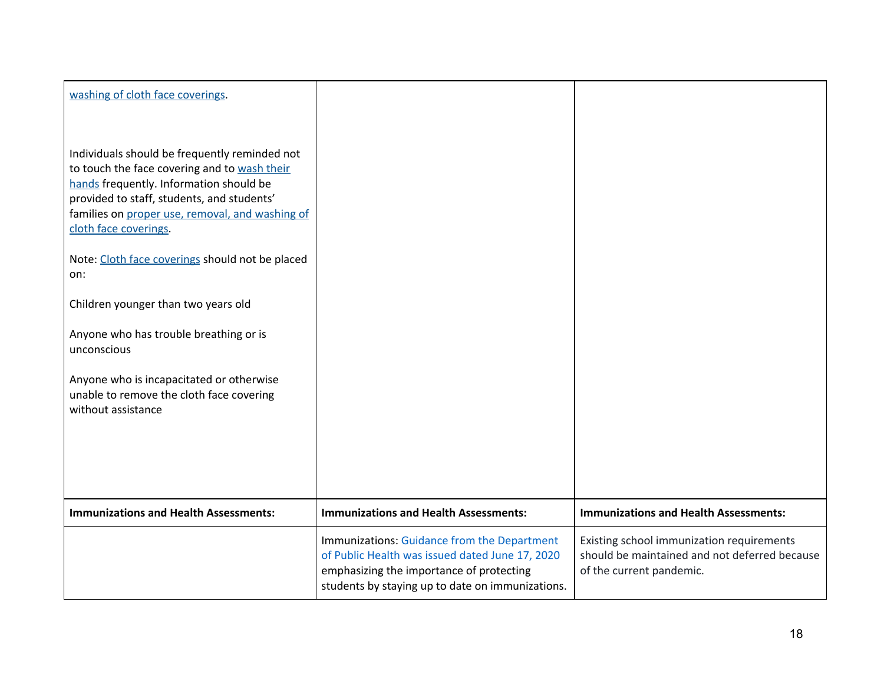| | | |
|---|---|---|
| washing of cloth face coverings.<br><br>Individuals should be frequently reminded not to touch the face covering and to wash their hands frequently. Information should be provided to staff, students, and students' families on proper use, removal, and washing of cloth face coverings.<br><br>Note: Cloth face coverings should not be placed on:<br><br>Children younger than two years old<br><br>Anyone who has trouble breathing or is unconscious<br><br>Anyone who is incapacitated or otherwise unable to remove the cloth face covering without assistance | | |
| **Immunizations and Health Assessments:** | **Immunizations and Health Assessments:** | **Immunizations and Health Assessments:** |
| | Immunizations: Guidance from the Department of Public Health was issued dated June 17, 2020 emphasizing the importance of protecting students by staying up to date on immunizations. | Existing school immunization requirements should be maintained and not deferred because of the current pandemic. |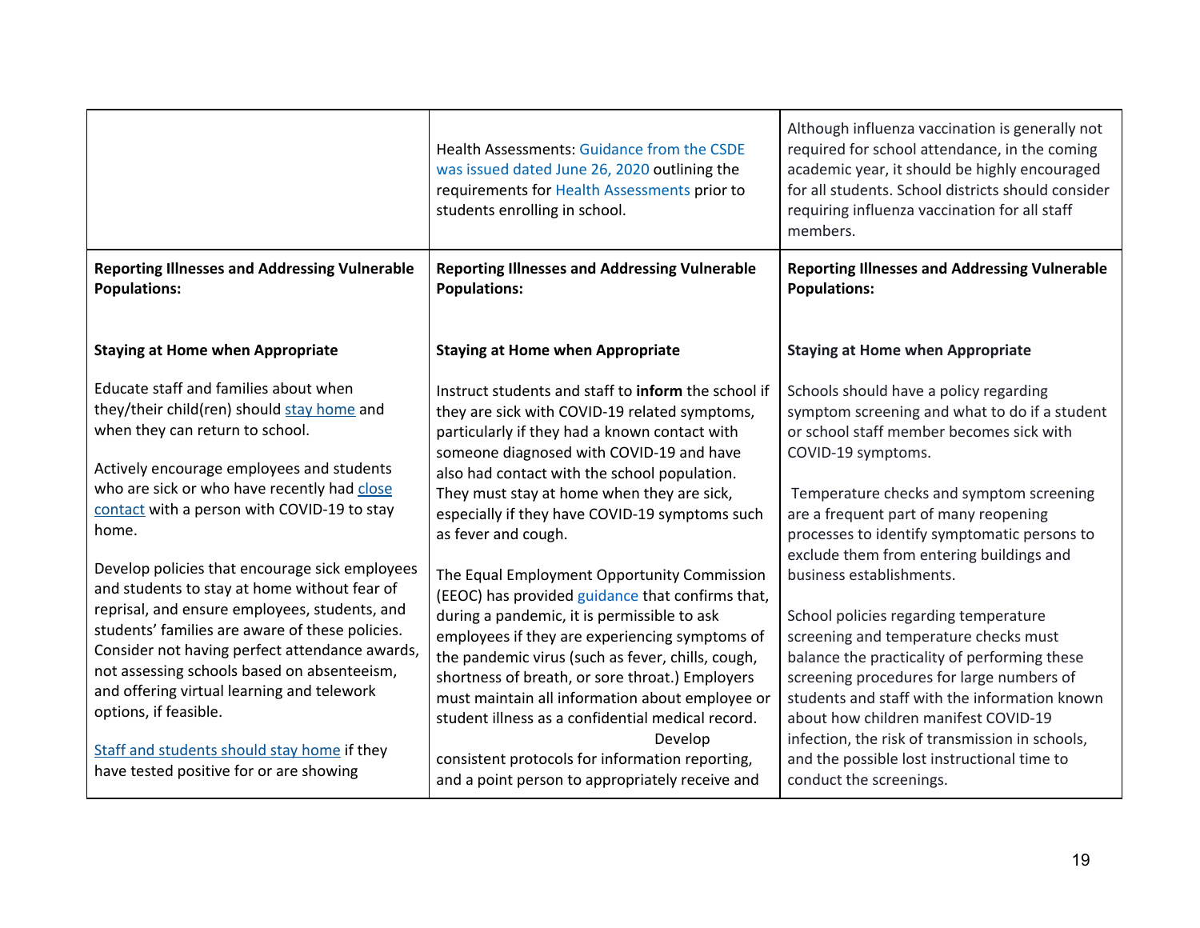| | | |
|---|---|---|
| | Health Assessments: Guidance from the CSDE was issued dated June 26, 2020 outlining the requirements for Health Assessments prior to students enrolling in school. | Although influenza vaccination is generally not required for school attendance, in the coming academic year, it should be highly encouraged for all students. School districts should consider requiring influenza vaccination for all staff members. |
| **Reporting Illnesses and Addressing Vulnerable Populations:**<br><br>**Staying at Home when Appropriate**<br><br>Educate staff and families about when they/their child(ren) should stay home and when they can return to school.<br><br>Actively encourage employees and students who are sick or who have recently had close contact with a person with COVID-19 to stay home.<br><br>Develop policies that encourage sick employees and students to stay at home without fear of reprisal, and ensure employees, students, and students' families are aware of these policies. Consider not having perfect attendance awards, not assessing schools based on absenteeism, and offering virtual learning and telework options, if feasible.<br><br>Staff and students should stay home if they have tested positive for or are showing | **Reporting Illnesses and Addressing Vulnerable Populations:**<br><br>**Staying at Home when Appropriate**<br><br>Instruct students and staff to **inform** the school if they are sick with COVID-19 related symptoms, particularly if they had a known contact with someone diagnosed with COVID-19 and have also had contact with the school population. They must stay at home when they are sick, especially if they have COVID-19 symptoms such as fever and cough.<br><br>The Equal Employment Opportunity Commission (EEOC) has provided guidance that confirms that, during a pandemic, it is permissible to ask employees if they are experiencing symptoms of the pandemic virus (such as fever, chills, cough, shortness of breath, or sore throat.) Employers must maintain all information about employee or student illness as a confidential medical record. Develop consistent protocols for information reporting, and a point person to appropriately receive and | **Reporting Illnesses and Addressing Vulnerable Populations:**<br><br>**Staying at Home when Appropriate**<br><br>Schools should have a policy regarding symptom screening and what to do if a student or school staff member becomes sick with COVID-19 symptoms.<br><br>Temperature checks and symptom screening are a frequent part of many reopening processes to identify symptomatic persons to exclude them from entering buildings and business establishments.<br><br>School policies regarding temperature screening and temperature checks must balance the practicality of performing these screening procedures for large numbers of students and staff with the information known about how children manifest COVID-19 infection, the risk of transmission in schools, and the possible lost instructional time to conduct the screenings. |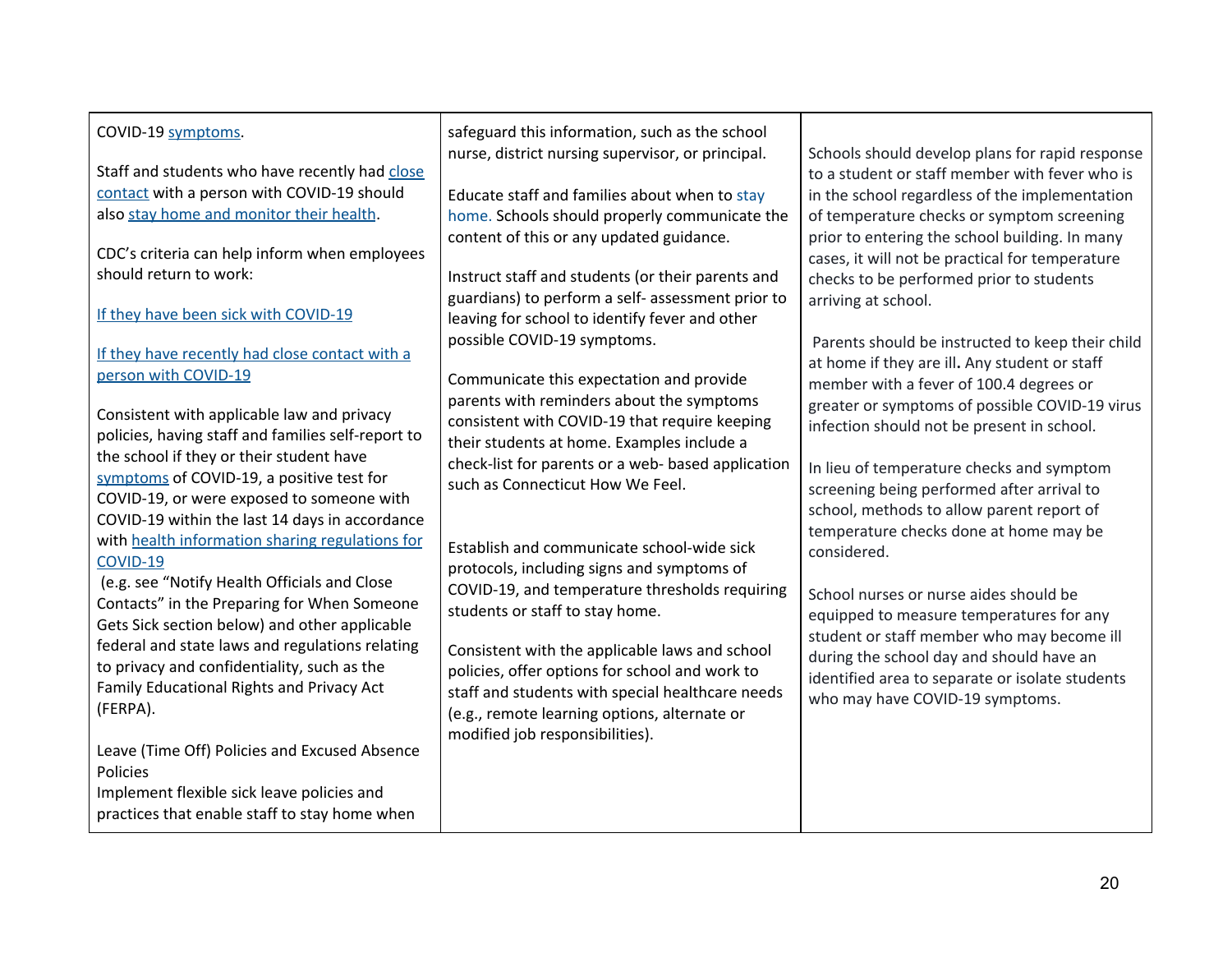| | | |
|---|---|---|
| COVID-19 symptoms.<br><br>Staff and students who have recently had close contact with a person with COVID-19 should also stay home and monitor their health.<br><br>CDC's criteria can help inform when employees should return to work:<br><br>If they have been sick with COVID-19<br><br>If they have recently had close contact with a person with COVID-19<br><br>Consistent with applicable law and privacy policies, having staff and families self-report to the school if they or their student have symptoms of COVID-19, a positive test for COVID-19, or were exposed to someone with COVID-19 within the last 14 days in accordance with health information sharing regulations for COVID-19<br>(e.g. see "Notify Health Officials and Close Contacts" in the Preparing for When Someone Gets Sick section below) and other applicable federal and state laws and regulations relating to privacy and confidentiality, such as the Family Educational Rights and Privacy Act (FERPA).<br><br>Leave (Time Off) Policies and Excused Absence Policies<br>Implement flexible sick leave policies and practices that enable staff to stay home when | safeguard this information, such as the school nurse, district nursing supervisor, or principal.<br><br>Educate staff and families about when to stay home. Schools should properly communicate the content of this or any updated guidance.<br><br>Instruct staff and students (or their parents and guardians) to perform a self- assessment prior to leaving for school to identify fever and other possible COVID-19 symptoms.<br><br>Communicate this expectation and provide parents with reminders about the symptoms consistent with COVID-19 that require keeping their students at home. Examples include a check-list for parents or a web- based application such as Connecticut How We Feel.<br><br>Establish and communicate school-wide sick protocols, including signs and symptoms of COVID-19, and temperature thresholds requiring students or staff to stay home.<br><br>Consistent with the applicable laws and school policies, offer options for school and work to staff and students with special healthcare needs (e.g., remote learning options, alternate or modified job responsibilities). | Schools should develop plans for rapid response to a student or staff member with fever who is in the school regardless of the implementation of temperature checks or symptom screening prior to entering the school building. In many cases, it will not be practical for temperature checks to be performed prior to students arriving at school.<br><br>Parents should be instructed to keep their child at home if they are ill**.** Any student or staff member with a fever of 100.4 degrees or greater or symptoms of possible COVID-19 virus infection should not be present in school.<br><br>In lieu of temperature checks and symptom screening being performed after arrival to school, methods to allow parent report of temperature checks done at home may be considered.<br><br>School nurses or nurse aides should be equipped to measure temperatures for any student or staff member who may become ill during the school day and should have an identified area to separate or isolate students who may have COVID-19 symptoms. |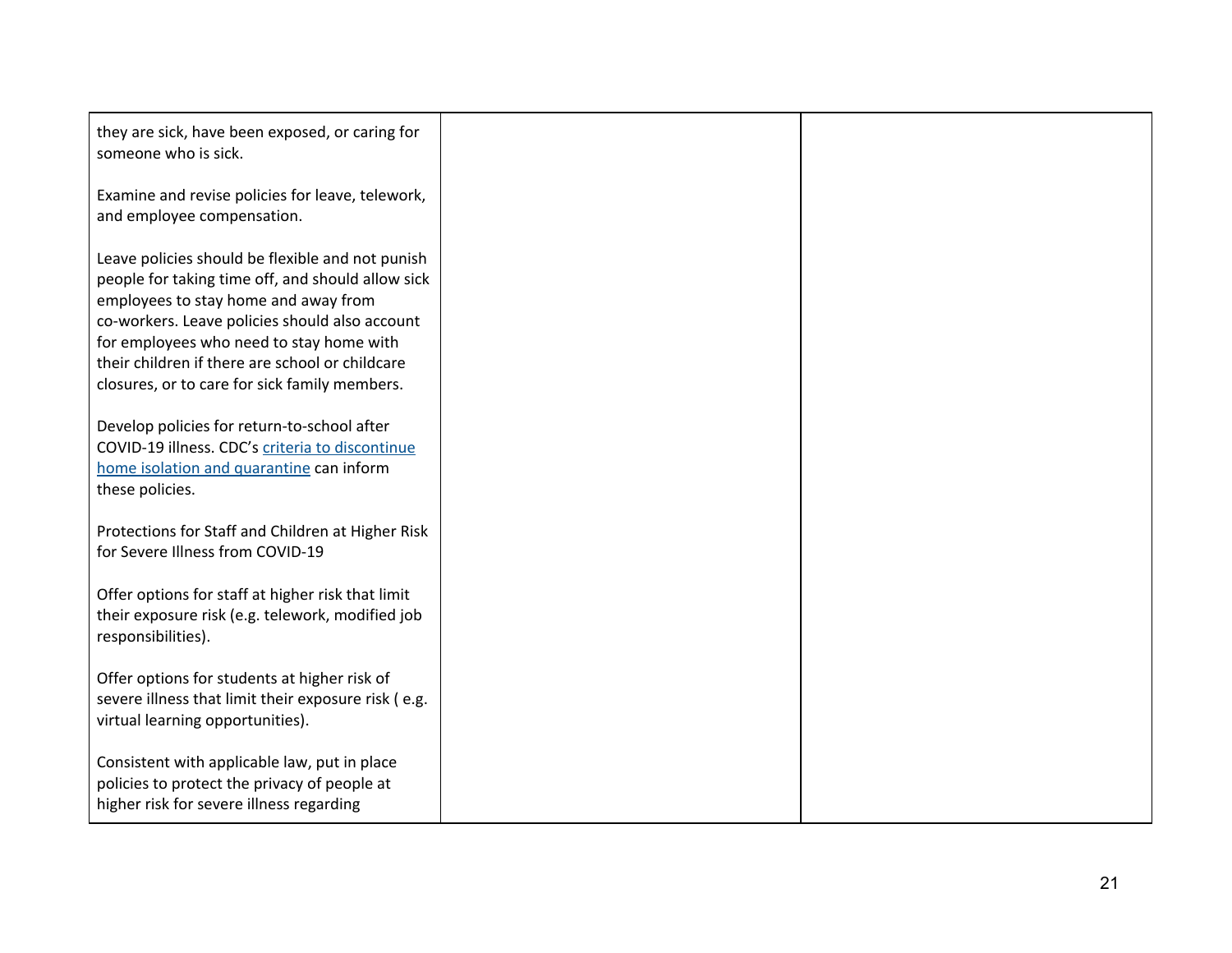| | | |
|---|---|---|
| they are sick, have been exposed, or caring for someone who is sick.<br><br>Examine and revise policies for leave, telework, and employee compensation.<br><br>Leave policies should be flexible and not punish people for taking time off, and should allow sick employees to stay home and away from co-workers. Leave policies should also account for employees who need to stay home with their children if there are school or childcare closures, or to care for sick family members.<br><br>Develop policies for return-to-school after COVID-19 illness. CDC's criteria to discontinue home isolation and quarantine can inform these policies.<br><br>Protections for Staff and Children at Higher Risk for Severe Illness from COVID-19<br><br>Offer options for staff at higher risk that limit their exposure risk (e.g. telework, modified job responsibilities).<br><br>Offer options for students at higher risk of severe illness that limit their exposure risk ( e.g. virtual learning opportunities).<br><br>Consistent with applicable law, put in place policies to protect the privacy of people at higher risk for severe illness regarding | | |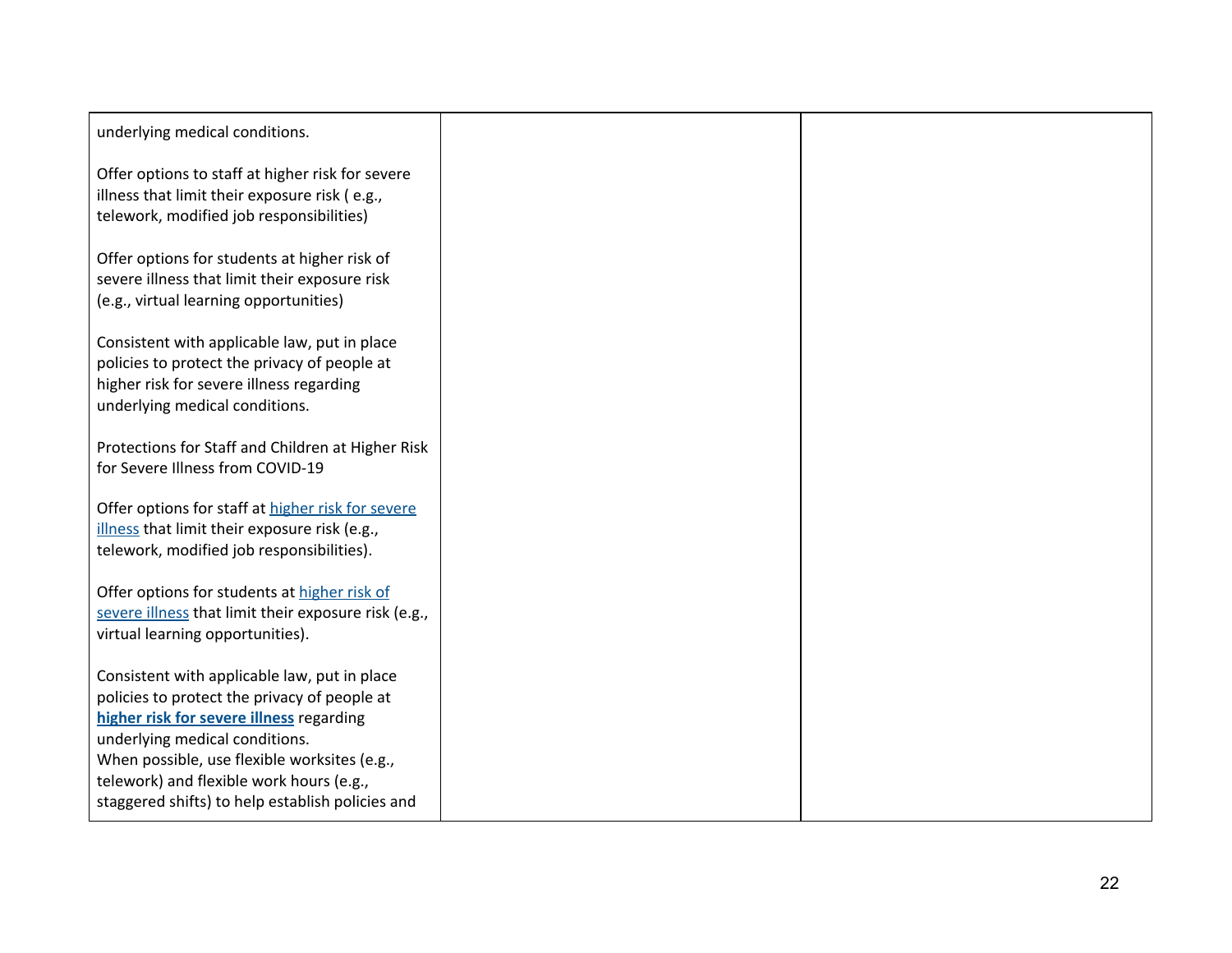| | | |
|---|---|---|
| underlying medical conditions.<br><br>Offer options to staff at higher risk for severe illness that limit their exposure risk ( e.g., telework, modified job responsibilities)<br><br>Offer options for students at higher risk of severe illness that limit their exposure risk (e.g., virtual learning opportunities)<br><br>Consistent with applicable law, put in place policies to protect the privacy of people at higher risk for severe illness regarding underlying medical conditions.<br><br>Protections for Staff and Children at Higher Risk for Severe Illness from COVID-19<br><br>Offer options for staff at higher risk for severe illness that limit their exposure risk (e.g., telework, modified job responsibilities).<br><br>Offer options for students at higher risk of severe illness that limit their exposure risk (e.g., virtual learning opportunities).<br><br>Consistent with applicable law, put in place policies to protect the privacy of people at **higher risk for severe illness** regarding underlying medical conditions.<br>When possible, use flexible worksites (e.g., telework) and flexible work hours (e.g., staggered shifts) to help establish policies and | | |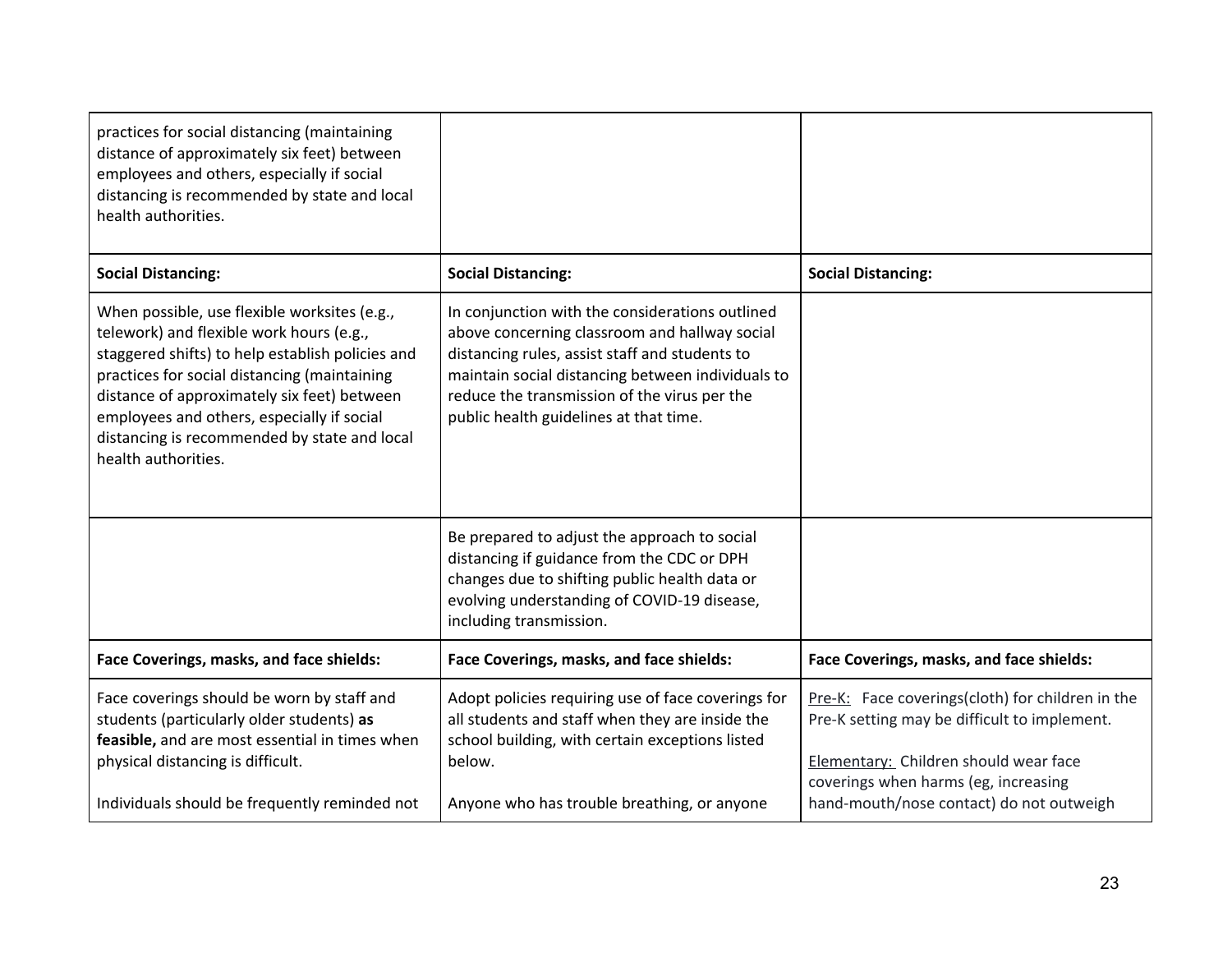| | | |
|---|---|---|
| practices for social distancing (maintaining distance of approximately six feet) between employees and others, especially if social distancing is recommended by state and local health authorities. | | |
| **Social Distancing:** | **Social Distancing:** | **Social Distancing:** |
| When possible, use flexible worksites (e.g., telework) and flexible work hours (e.g., staggered shifts) to help establish policies and practices for social distancing (maintaining distance of approximately six feet) between employees and others, especially if social distancing is recommended by state and local health authorities. | In conjunction with the considerations outlined above concerning classroom and hallway social distancing rules, assist staff and students to maintain social distancing between individuals to reduce the transmission of the virus per the public health guidelines at that time. | |
| | Be prepared to adjust the approach to social distancing if guidance from the CDC or DPH changes due to shifting public health data or evolving understanding of COVID-19 disease, including transmission. | |
| **Face Coverings, masks, and face shields:** | **Face Coverings, masks, and face shields:** | **Face Coverings, masks, and face shields:** |
| Face coverings should be worn by staff and students (particularly older students) **as feasible,** and are most essential in times when physical distancing is difficult.<br><br>Individuals should be frequently reminded not | Adopt policies requiring use of face coverings for all students and staff when they are inside the school building, with certain exceptions listed below.<br><br>Anyone who has trouble breathing, or anyone | Pre-K: Face coverings(cloth) for children in the Pre-K setting may be difficult to implement.<br><br>Elementary: Children should wear face coverings when harms (eg, increasing hand-mouth/nose contact) do not outweigh |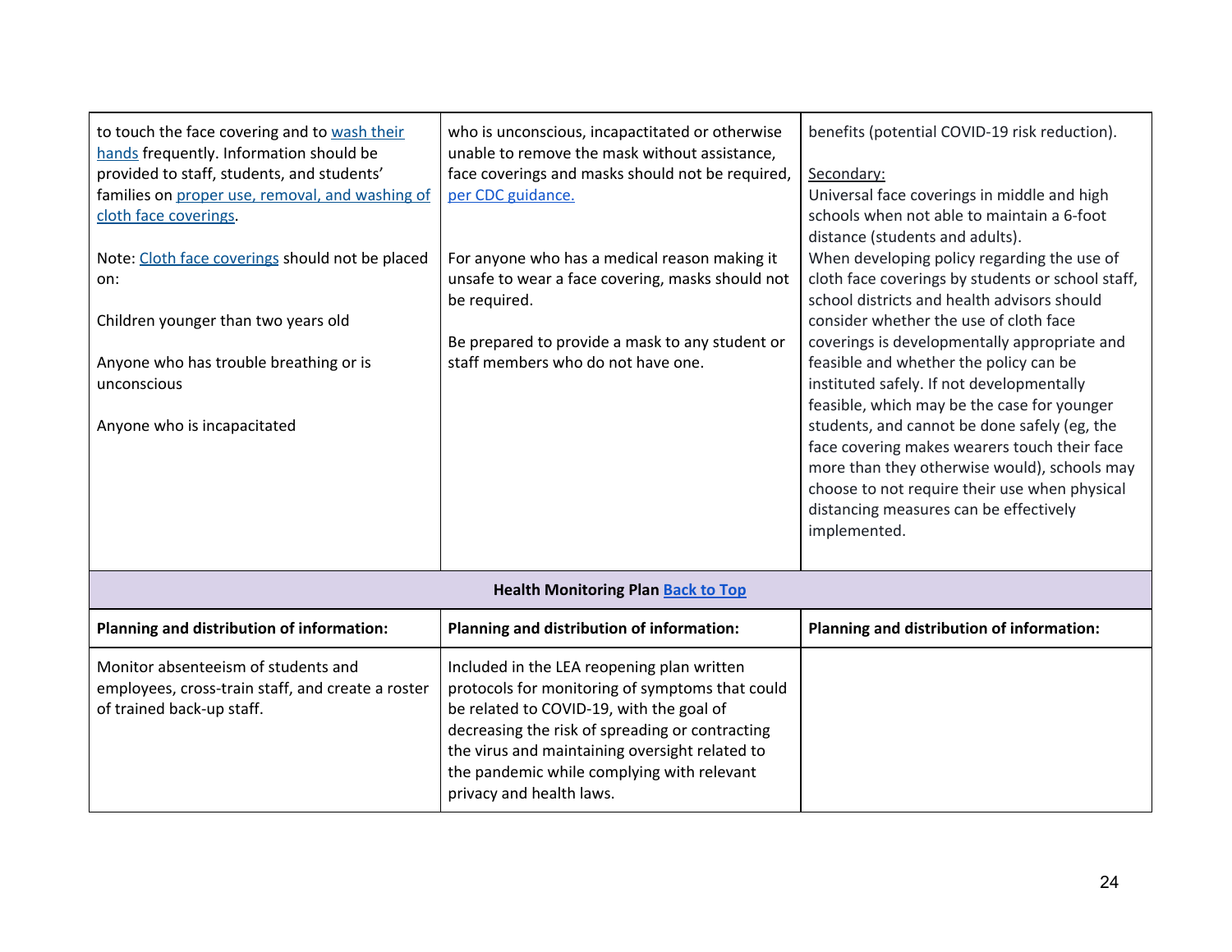| | | |
|---|---|---|
| to touch the face covering and to wash their hands frequently. Information should be provided to staff, students, and students' families on proper use, removal, and washing of cloth face coverings.<br><br>Note: Cloth face coverings should not be placed on:<br><br>Children younger than two years old<br><br>Anyone who has trouble breathing or is unconscious<br><br>Anyone who is incapacitated | who is unconscious, incapacitated or otherwise unable to remove the mask without assistance, face coverings and masks should not be required, per CDC guidance.<br><br>For anyone who has a medical reason making it unsafe to wear a face covering, masks should not be required.<br><br>Be prepared to provide a mask to any student or staff members who do not have one. | benefits (potential COVID-19 risk reduction).<br><br>Secondary:<br>Universal face coverings in middle and high schools when not able to maintain a 6-foot distance (students and adults).<br>When developing policy regarding the use of cloth face coverings by students or school staff, school districts and health advisors should consider whether the use of cloth face coverings is developmentally appropriate and feasible and whether the policy can be instituted safely. If not developmentally feasible, which may be the case for younger students, and cannot be done safely (eg, the face covering makes wearers touch their face more than they otherwise would), schools may choose to not require their use when physical distancing measures can be effectively implemented. |
| **Health Monitoring Plan Back to Top** | | |
| **Planning and distribution of information:** | **Planning and distribution of information:** | **Planning and distribution of information:** |
| Monitor absenteeism of students and employees, cross-train staff, and create a roster of trained back-up staff. | Included in the LEA reopening plan written protocols for monitoring of symptoms that could be related to COVID-19, with the goal of decreasing the risk of spreading or contracting the virus and maintaining oversight related to the pandemic while complying with relevant privacy and health laws. | |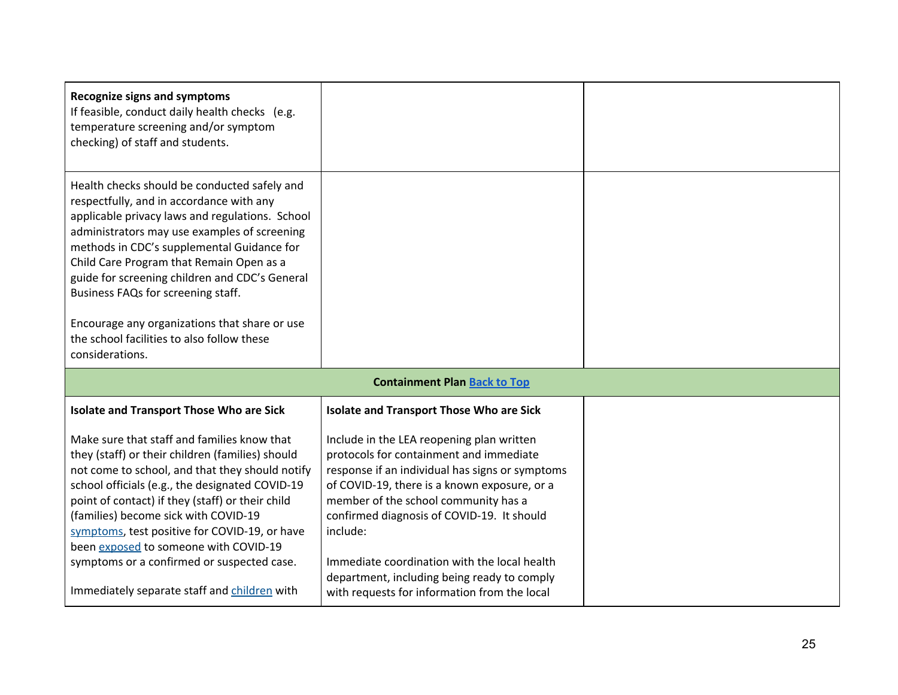| | | |
|---|---|---|
| **Recognize signs and symptoms**<br>If feasible, conduct daily health checks (e.g. temperature screening and/or symptom checking) of staff and students. | | |
| Health checks should be conducted safely and respectfully, and in accordance with any applicable privacy laws and regulations. School administrators may use examples of screening methods in CDC's supplemental Guidance for Child Care Program that Remain Open as a guide for screening children and CDC's General Business FAQs for screening staff.<br><br>Encourage any organizations that share or use the school facilities to also follow these considerations. | | |
| **Containment Plan** Back to Top | | |
| **Isolate and Transport Those Who are Sick**<br><br>Make sure that staff and families know that they (staff) or their children (families) should not come to school, and that they should notify school officials (e.g., the designated COVID-19 point of contact) if they (staff) or their child (families) become sick with COVID-19 symptoms, test positive for COVID-19, or have been exposed to someone with COVID-19 symptoms or a confirmed or suspected case.<br><br>Immediately separate staff and children with | **Isolate and Transport Those Who are Sick**<br><br>Include in the LEA reopening plan written protocols for containment and immediate response if an individual has signs or symptoms of COVID-19, there is a known exposure, or a member of the school community has a confirmed diagnosis of COVID-19. It should include:<br><br>Immediate coordination with the local health department, including being ready to comply with requests for information from the local | |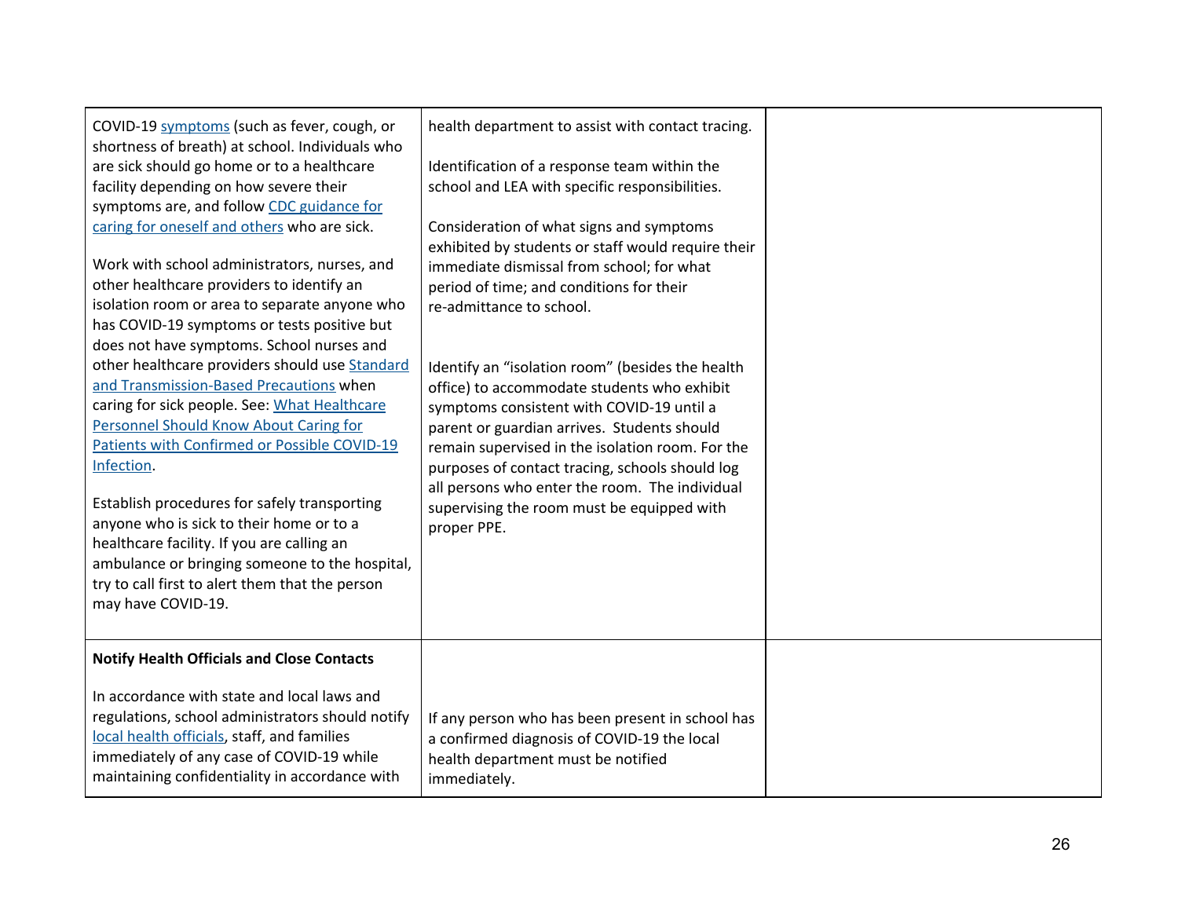| | | |
|---|---|---|
| COVID-19 symptoms (such as fever, cough, or shortness of breath) at school. Individuals who are sick should go home or to a healthcare facility depending on how severe their symptoms are, and follow CDC guidance for caring for oneself and others who are sick.<br><br>Work with school administrators, nurses, and other healthcare providers to identify an isolation room or area to separate anyone who has COVID-19 symptoms or tests positive but does not have symptoms. School nurses and other healthcare providers should use Standard and Transmission-Based Precautions when caring for sick people. See: What Healthcare Personnel Should Know About Caring for Patients with Confirmed or Possible COVID-19 Infection.<br><br>Establish procedures for safely transporting anyone who is sick to their home or to a healthcare facility. If you are calling an ambulance or bringing someone to the hospital, try to call first to alert them that the person may have COVID-19. | health department to assist with contact tracing.<br><br>Identification of a response team within the school and LEA with specific responsibilities.<br><br>Consideration of what signs and symptoms exhibited by students or staff would require their immediate dismissal from school; for what period of time; and conditions for their re-admittance to school.<br><br>Identify an "isolation room" (besides the health office) to accommodate students who exhibit symptoms consistent with COVID-19 until a parent or guardian arrives. Students should remain supervised in the isolation room. For the purposes of contact tracing, schools should log all persons who enter the room. The individual supervising the room must be equipped with proper PPE. | |
| **Notify Health Officials and Close Contacts**<br><br>In accordance with state and local laws and regulations, school administrators should notify local health officials, staff, and families immediately of any case of COVID-19 while maintaining confidentiality in accordance with | If any person who has been present in school has a confirmed diagnosis of COVID-19 the local health department must be notified immediately. | |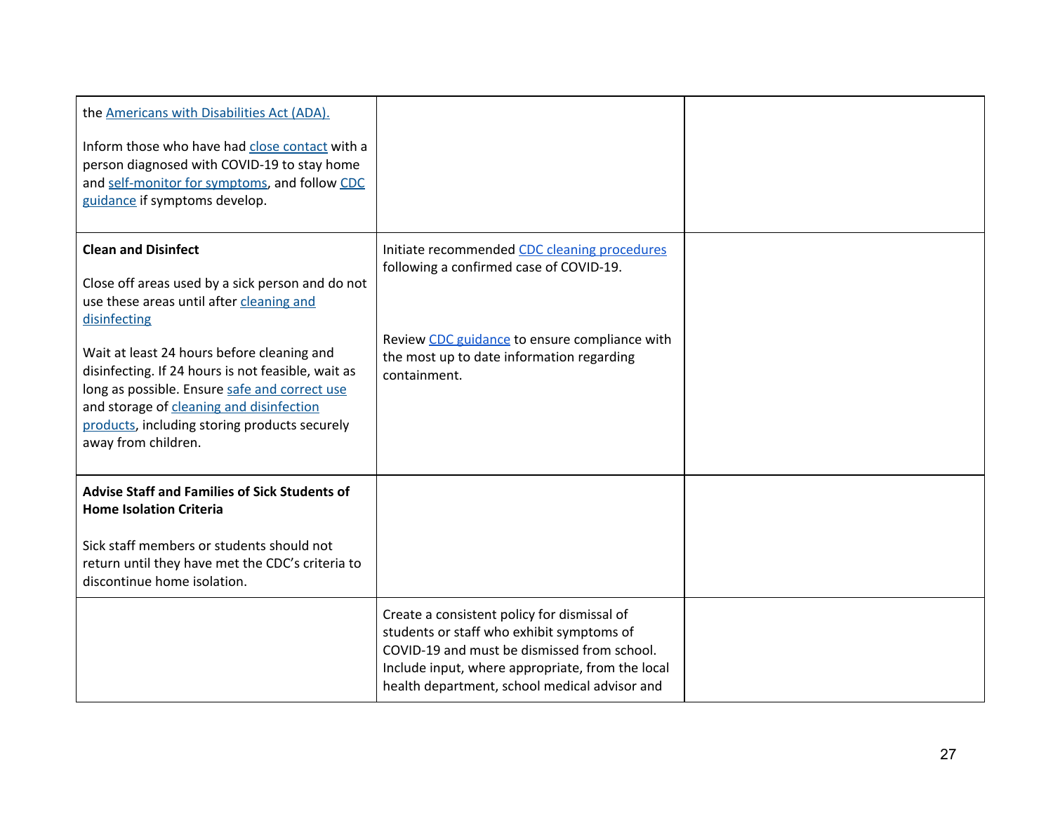| | | |
|---|---|---|
| the Americans with Disabilities Act (ADA).<br><br>Inform those who have had close contact with a person diagnosed with COVID-19 to stay home and self-monitor for symptoms, and follow CDC guidance if symptoms develop. | | |
| **Clean and Disinfect**<br><br>Close off areas used by a sick person and do not use these areas until after cleaning and disinfecting<br><br>Wait at least 24 hours before cleaning and disinfecting. If 24 hours is not feasible, wait as long as possible. Ensure safe and correct use and storage of cleaning and disinfection products, including storing products securely away from children. | Initiate recommended CDC cleaning procedures following a confirmed case of COVID-19.<br><br>Review CDC guidance to ensure compliance with the most up to date information regarding containment. | |
| **Advise Staff and Families of Sick Students of Home Isolation Criteria**<br><br>Sick staff members or students should not return until they have met the CDC's criteria to discontinue home isolation. | | |
| | Create a consistent policy for dismissal of students or staff who exhibit symptoms of COVID-19 and must be dismissed from school. Include input, where appropriate, from the local health department, school medical advisor and | |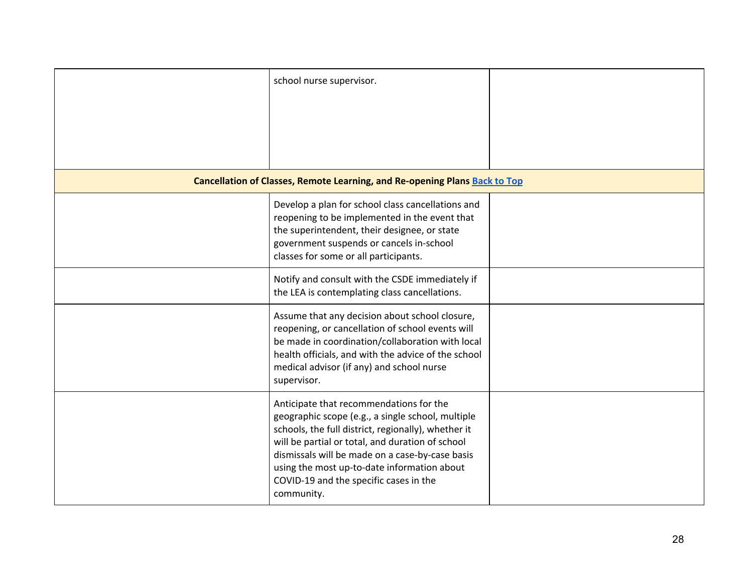| | | |
|---|---|---|
| | school nurse supervisor. | |
| **Cancellation of Classes, Remote Learning, and Re-opening Plans** [Back to Top] | | |
| | Develop a plan for school class cancellations and reopening to be implemented in the event that the superintendent, their designee, or state government suspends or cancels in-school classes for some or all participants. | |
| | Notify and consult with the CSDE immediately if the LEA is contemplating class cancellations. | |
| | Assume that any decision about school closure, reopening, or cancellation of school events will be made in coordination/collaboration with local health officials, and with the advice of the school medical advisor (if any) and school nurse supervisor. | |
| | Anticipate that recommendations for the geographic scope (e.g., a single school, multiple schools, the full district, regionally), whether it will be partial or total, and duration of school dismissals will be made on a case-by-case basis using the most up-to-date information about COVID-19 and the specific cases in the community. | |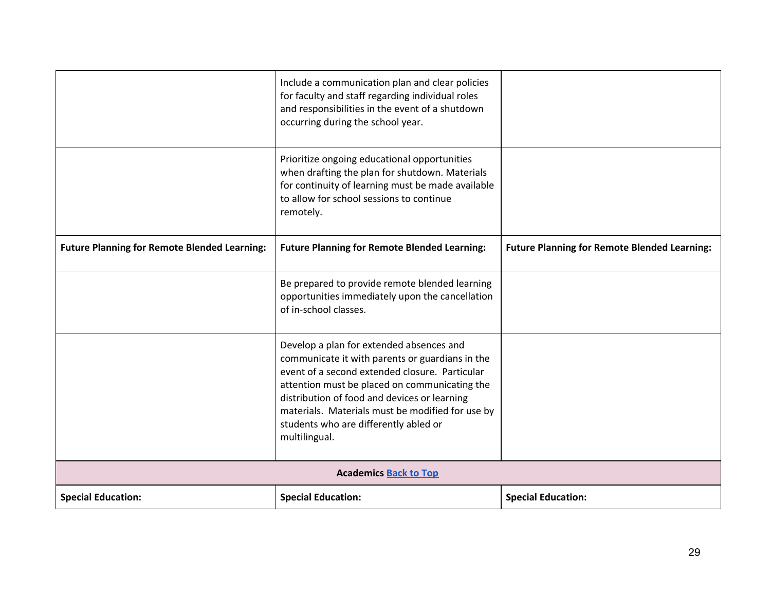| | | |
|---|---|---|
| | Include a communication plan and clear policies for faculty and staff regarding individual roles and responsibilities in the event of a shutdown occurring during the school year. | |
| | Prioritize ongoing educational opportunities when drafting the plan for shutdown. Materials for continuity of learning must be made available to allow for school sessions to continue remotely. | |
| **Future Planning for Remote Blended Learning:** | **Future Planning for Remote Blended Learning:** | **Future Planning for Remote Blended Learning:** |
| | Be prepared to provide remote blended learning opportunities immediately upon the cancellation of in-school classes. | |
| | Develop a plan for extended absences and communicate it with parents or guardians in the event of a second extended closure. Particular attention must be placed on communicating the distribution of food and devices or learning materials. Materials must be modified for use by students who are differently abled or multilingual. | |
| **Academics** [Back to Top] | | |
| **Special Education:** | **Special Education:** | **Special Education:** |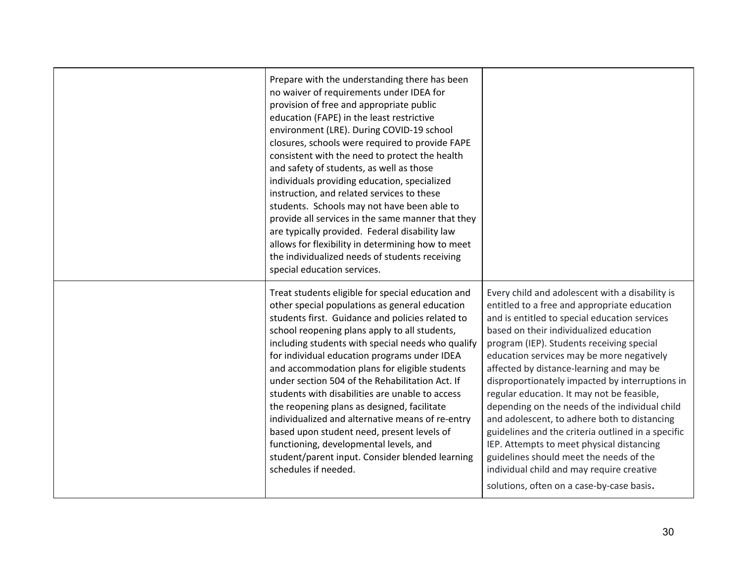| | | |
|---|---|---|
| | Prepare with the understanding there has been no waiver of requirements under IDEA for provision of free and appropriate public education (FAPE) in the least restrictive environment (LRE). During COVID-19 school closures, schools were required to provide FAPE consistent with the need to protect the health and safety of students, as well as those individuals providing education, specialized instruction, and related services to these students. Schools may not have been able to provide all services in the same manner that they are typically provided. Federal disability law allows for flexibility in determining how to meet the individualized needs of students receiving special education services. | |
| | Treat students eligible for special education and other special populations as general education students first. Guidance and policies related to school reopening plans apply to all students, including students with special needs who qualify for individual education programs under IDEA and accommodation plans for eligible students under section 504 of the Rehabilitation Act. If students with disabilities are unable to access the reopening plans as designed, facilitate individualized and alternative means of re-entry based upon student need, present levels of functioning, developmental levels, and student/parent input. Consider blended learning schedules if needed. | Every child and adolescent with a disability is entitled to a free and appropriate education and is entitled to special education services based on their individualized education program (IEP). Students receiving special education services may be more negatively affected by distance-learning and may be disproportionately impacted by interruptions in regular education. It may not be feasible, depending on the needs of the individual child and adolescent, to adhere both to distancing guidelines and the criteria outlined in a specific IEP. Attempts to meet physical distancing guidelines should meet the needs of the individual child and may require creative solutions, often on a case-by-case basis. |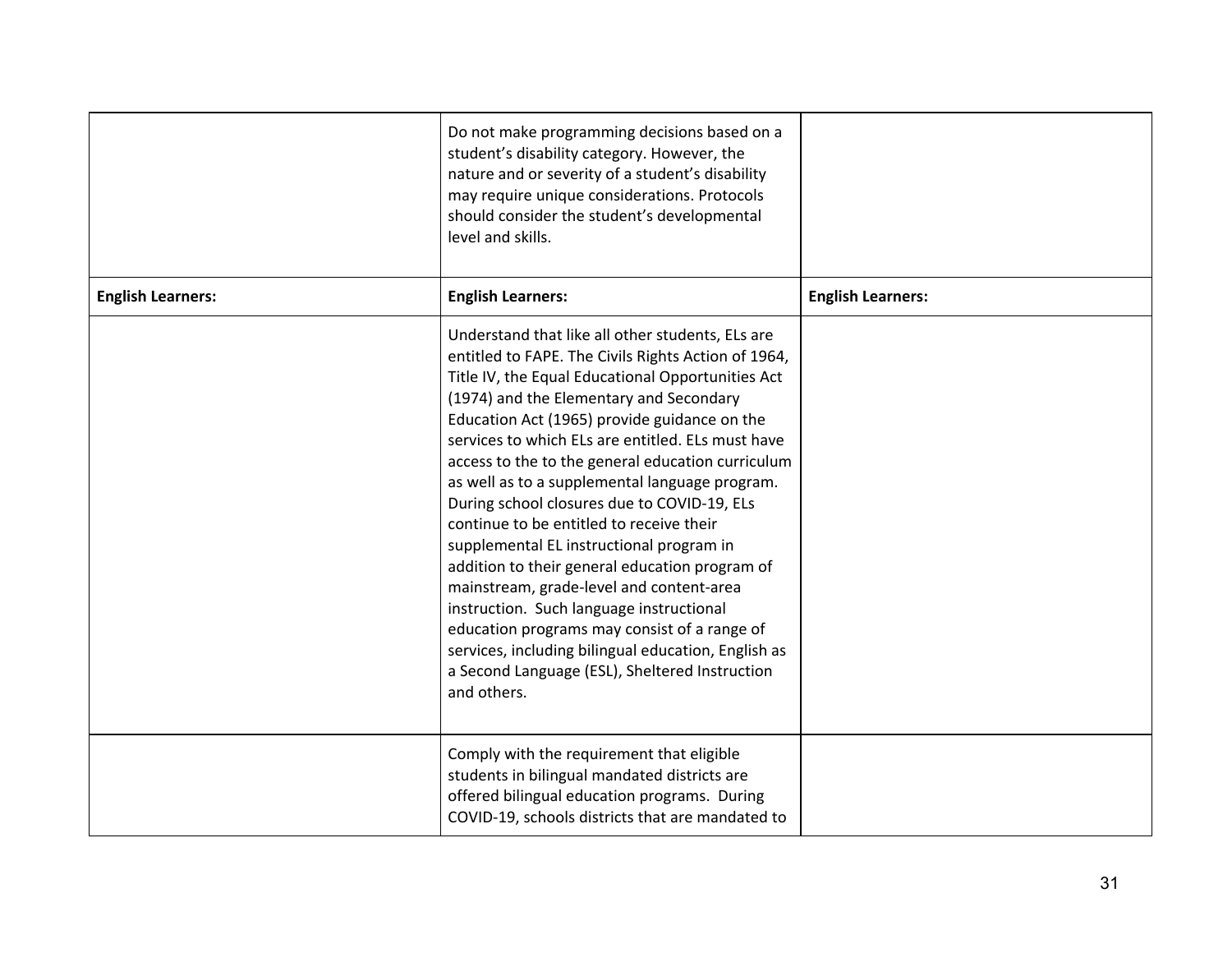| | | |
|---|---|---|
| | Do not make programming decisions based on a student's disability category. However, the nature and or severity of a student's disability may require unique considerations. Protocols should consider the student's developmental level and skills. | |
| **English Learners:** | **English Learners:** | **English Learners:** |
| | Understand that like all other students, ELs are entitled to FAPE. The Civils Rights Action of 1964, Title IV, the Equal Educational Opportunities Act (1974) and the Elementary and Secondary Education Act (1965) provide guidance on the services to which ELs are entitled. ELs must have access to the to the general education curriculum as well as to a supplemental language program. During school closures due to COVID-19, ELs continue to be entitled to receive their supplemental EL instructional program in addition to their general education program of mainstream, grade-level and content-area instruction. Such language instructional education programs may consist of a range of services, including bilingual education, English as a Second Language (ESL), Sheltered Instruction and others. | |
| | Comply with the requirement that eligible students in bilingual mandated districts are offered bilingual education programs. During COVID-19, schools districts that are mandated to | |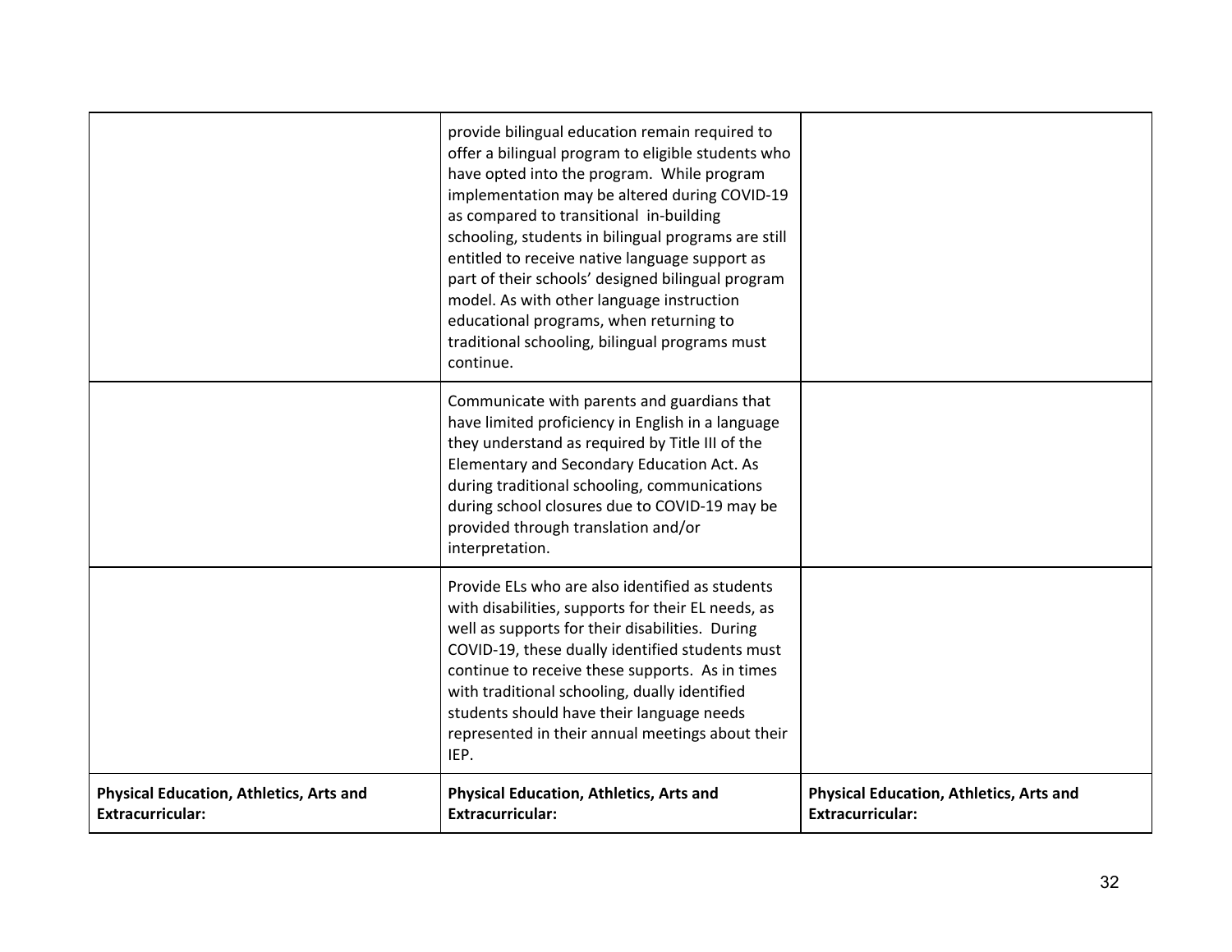| | | |
|---|---|---|
| | provide bilingual education remain required to offer a bilingual program to eligible students who have opted into the program. While program implementation may be altered during COVID-19 as compared to transitional in-building schooling, students in bilingual programs are still entitled to receive native language support as part of their schools' designed bilingual program model. As with other language instruction educational programs, when returning to traditional schooling, bilingual programs must continue. | |
| | Communicate with parents and guardians that have limited proficiency in English in a language they understand as required by Title III of the Elementary and Secondary Education Act. As during traditional schooling, communications during school closures due to COVID-19 may be provided through translation and/or interpretation. | |
| | Provide ELs who are also identified as students with disabilities, supports for their EL needs, as well as supports for their disabilities. During COVID-19, these dually identified students must continue to receive these supports. As in times with traditional schooling, dually identified students should have their language needs represented in their annual meetings about their IEP. | |
| **Physical Education, Athletics, Arts and Extracurricular:** | **Physical Education, Athletics, Arts and Extracurricular:** | **Physical Education, Athletics, Arts and Extracurricular:** |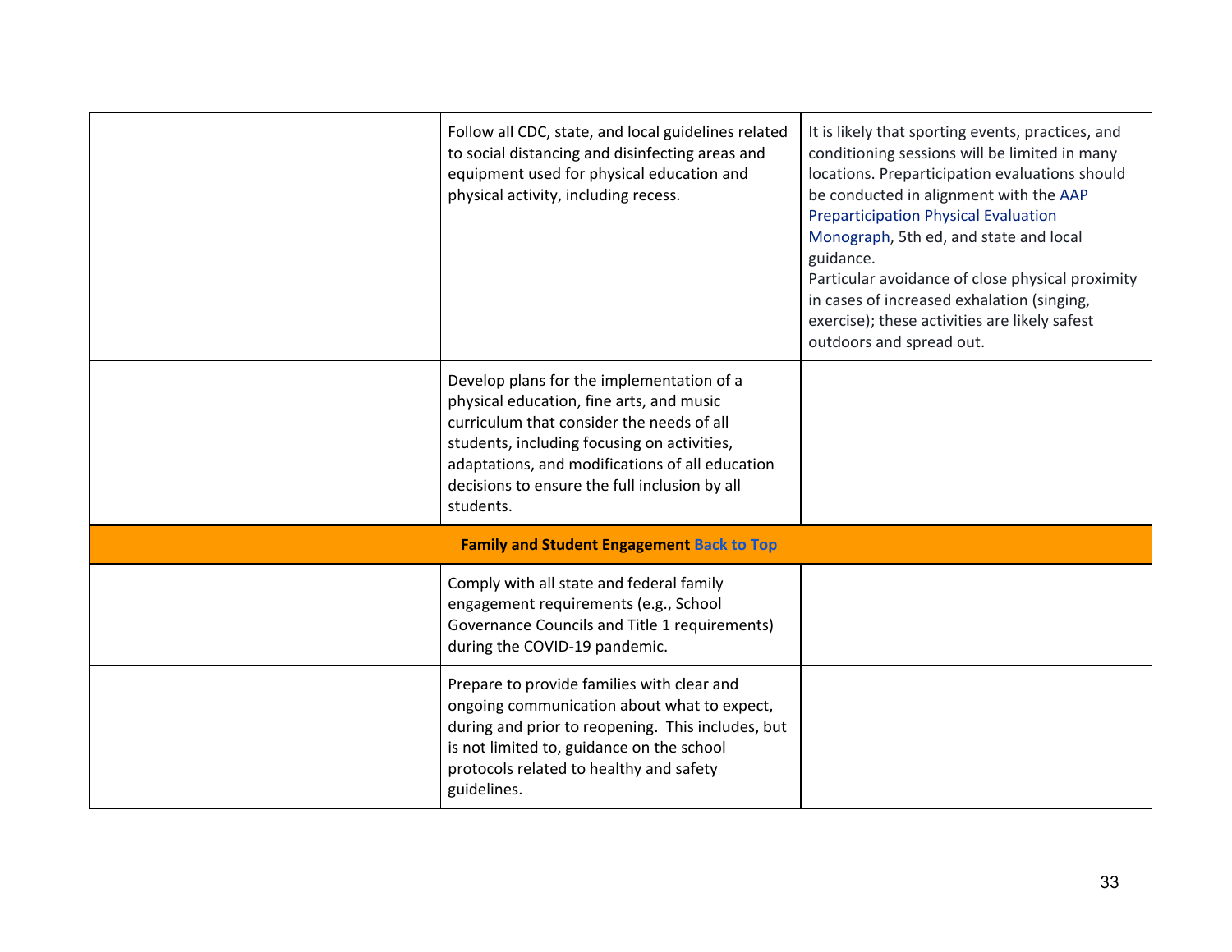| | | |
|---|---|---|
| | Follow all CDC, state, and local guidelines related to social distancing and disinfecting areas and equipment used for physical education and physical activity, including recess. | It is likely that sporting events, practices, and conditioning sessions will be limited in many locations. Preparticipation evaluations should be conducted in alignment with the AAP Preparticipation Physical Evaluation Monograph, 5th ed, and state and local guidance.<br>Particular avoidance of close physical proximity in cases of increased exhalation (singing, exercise); these activities are likely safest outdoors and spread out. |
| | Develop plans for the implementation of a physical education, fine arts, and music curriculum that consider the needs of all students, including focusing on activities, adaptations, and modifications of all education decisions to ensure the full inclusion by all students. | |
| **Family and Student Engagement** Back to Top | | |
| | Comply with all state and federal family engagement requirements (e.g., School Governance Councils and Title 1 requirements) during the COVID-19 pandemic. | |
| | Prepare to provide families with clear and ongoing communication about what to expect, during and prior to reopening. This includes, but is not limited to, guidance on the school protocols related to healthy and safety guidelines. | |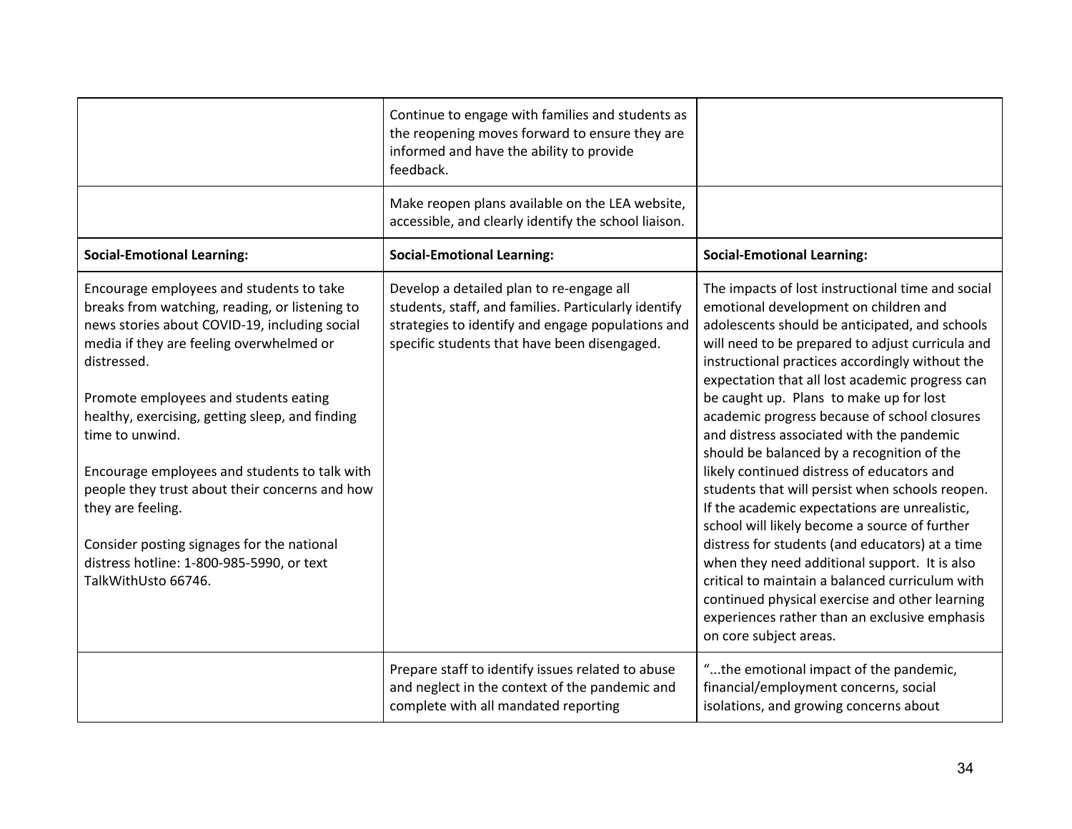| | | |
|---|---|---|
| | Continue to engage with families and students as the reopening moves forward to ensure they are informed and have the ability to provide feedback. | |
| | Make reopen plans available on the LEA website, accessible, and clearly identify the school liaison. | |
| **Social-Emotional Learning:** | **Social-Emotional Learning:** | **Social-Emotional Learning:** |
| Encourage employees and students to take breaks from watching, reading, or listening to news stories about COVID-19, including social media if they are feeling overwhelmed or distressed.<br><br>Promote employees and students eating healthy, exercising, getting sleep, and finding time to unwind.<br><br>Encourage employees and students to talk with people they trust about their concerns and how they are feeling.<br><br>Consider posting signages for the national distress hotline: 1-800-985-5990, or text TalkWithUsto 66746. | Develop a detailed plan to re-engage all students, staff, and families. Particularly identify strategies to identify and engage populations and specific students that have been disengaged. | The impacts of lost instructional time and social emotional development on children and adolescents should be anticipated, and schools will need to be prepared to adjust curricula and instructional practices accordingly without the expectation that all lost academic progress can be caught up. Plans to make up for lost academic progress because of school closures and distress associated with the pandemic should be balanced by a recognition of the likely continued distress of educators and students that will persist when schools reopen. If the academic expectations are unrealistic, school will likely become a source of further distress for students (and educators) at a time when they need additional support. It is also critical to maintain a balanced curriculum with continued physical exercise and other learning experiences rather than an exclusive emphasis on core subject areas. |
| | Prepare staff to identify issues related to abuse and neglect in the context of the pandemic and complete with all mandated reporting | "...the emotional impact of the pandemic, financial/employment concerns, social isolations, and growing concerns about |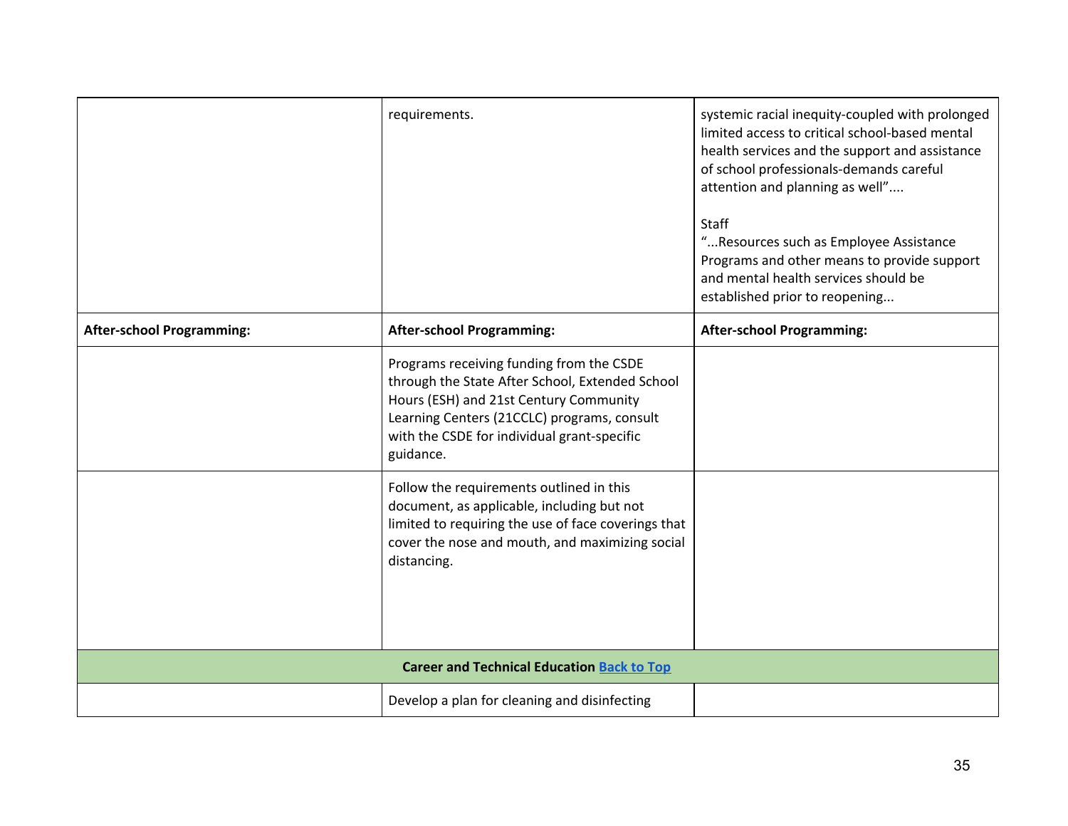| | | |
|---|---|---|
| | requirements. | systemic racial inequity-coupled with prolonged limited access to critical school-based mental health services and the support and assistance of school professionals-demands careful attention and planning as well”....<br><br>Staff<br>“...Resources such as Employee Assistance Programs and other means to provide support and mental health services should be established prior to reopening... |
| **After-school Programming:** | **After-school Programming:** | **After-school Programming:** |
| | Programs receiving funding from the CSDE through the State After School, Extended School Hours (ESH) and 21st Century Community Learning Centers (21CCLC) programs, consult with the CSDE for individual grant-specific guidance. | |
| | Follow the requirements outlined in this document, as applicable, including but not limited to requiring the use of face coverings that cover the nose and mouth, and maximizing social distancing. | |
| **Career and Technical Education** [Back to Top] | | |
| | Develop a plan for cleaning and disinfecting | |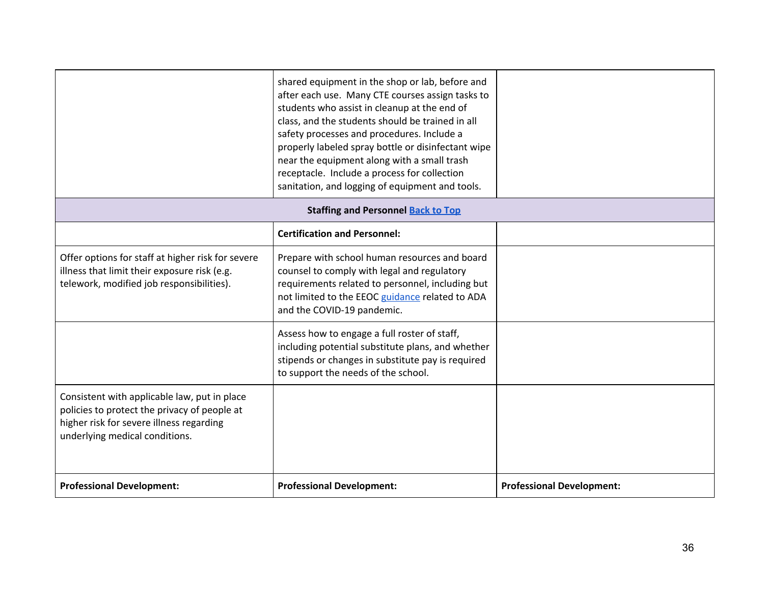| | | |
|---|---|---|
| | shared equipment in the shop or lab, before and after each use. Many CTE courses assign tasks to students who assist in cleanup at the end of class, and the students should be trained in all safety processes and procedures. Include a properly labeled spray bottle or disinfectant wipe near the equipment along with a small trash receptacle. Include a process for collection sanitation, and logging of equipment and tools. | |
| | **Staffing and Personnel** [Back to Top]() | |
| | **Certification and Personnel:** | |
| Offer options for staff at higher risk for severe illness that limit their exposure risk (e.g. telework, modified job responsibilities). | Prepare with school human resources and board counsel to comply with legal and regulatory requirements related to personnel, including but not limited to the EEOC [guidance]() related to ADA and the COVID-19 pandemic. | |
| | Assess how to engage a full roster of staff, including potential substitute plans, and whether stipends or changes in substitute pay is required to support the needs of the school. | |
| Consistent with applicable law, put in place policies to protect the privacy of people at higher risk for severe illness regarding underlying medical conditions. | | |
| **Professional Development:** | **Professional Development:** | **Professional Development:** |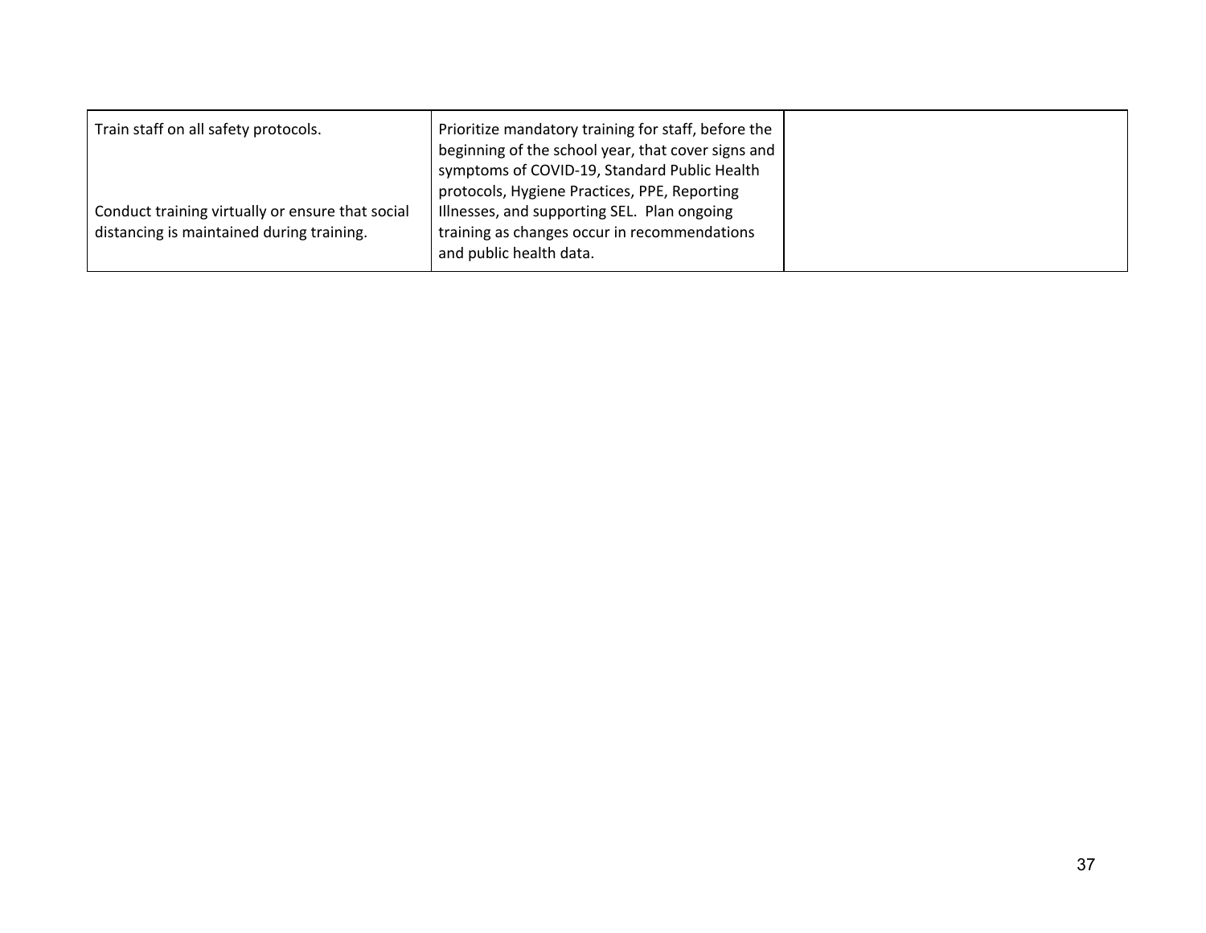| | | |
|---|---|---|
| Train staff on all safety protocols.<br><br>Conduct training virtually or ensure that social distancing is maintained during training. | Prioritize mandatory training for staff, before the beginning of the school year, that cover signs and symptoms of COVID-19, Standard Public Health protocols, Hygiene Practices, PPE, Reporting Illnesses, and supporting SEL. Plan ongoing training as changes occur in recommendations and public health data. | |